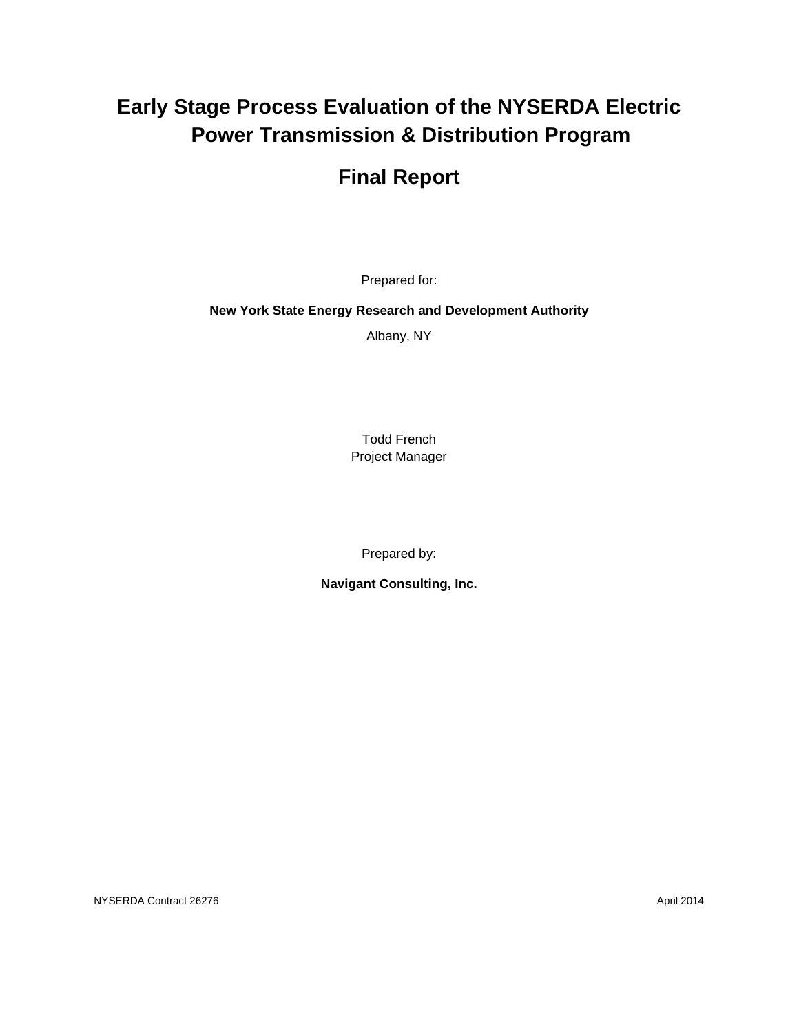# Early Stage Process Evaluation of the NYSERDA Electric Power Transmission & Distribution Program

## Final Report

Prepared for:

**New York State Energy Research and Development Authority**

Albany, NY

Todd French
Project Manager

Prepared by:

**Navigant Consulting, Inc.**

NYSERDA Contract 26276

April 2014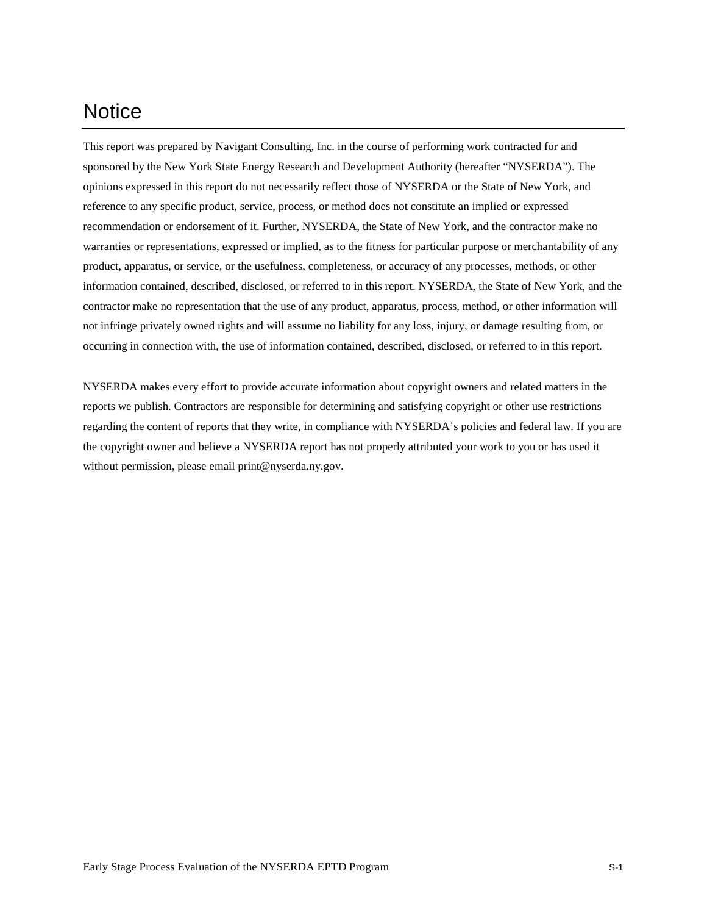# Notice

This report was prepared by Navigant Consulting, Inc. in the course of performing work contracted for and sponsored by the New York State Energy Research and Development Authority (hereafter "NYSERDA"). The opinions expressed in this report do not necessarily reflect those of NYSERDA or the State of New York, and reference to any specific product, service, process, or method does not constitute an implied or expressed recommendation or endorsement of it. Further, NYSERDA, the State of New York, and the contractor make no warranties or representations, expressed or implied, as to the fitness for particular purpose or merchantability of any product, apparatus, or service, or the usefulness, completeness, or accuracy of any processes, methods, or other information contained, described, disclosed, or referred to in this report. NYSERDA, the State of New York, and the contractor make no representation that the use of any product, apparatus, process, method, or other information will not infringe privately owned rights and will assume no liability for any loss, injury, or damage resulting from, or occurring in connection with, the use of information contained, described, disclosed, or referred to in this report.

NYSERDA makes every effort to provide accurate information about copyright owners and related matters in the reports we publish. Contractors are responsible for determining and satisfying copyright or other use restrictions regarding the content of reports that they write, in compliance with NYSERDA's policies and federal law. If you are the copyright owner and believe a NYSERDA report has not properly attributed your work to you or has used it without permission, please email print@nyserda.ny.gov.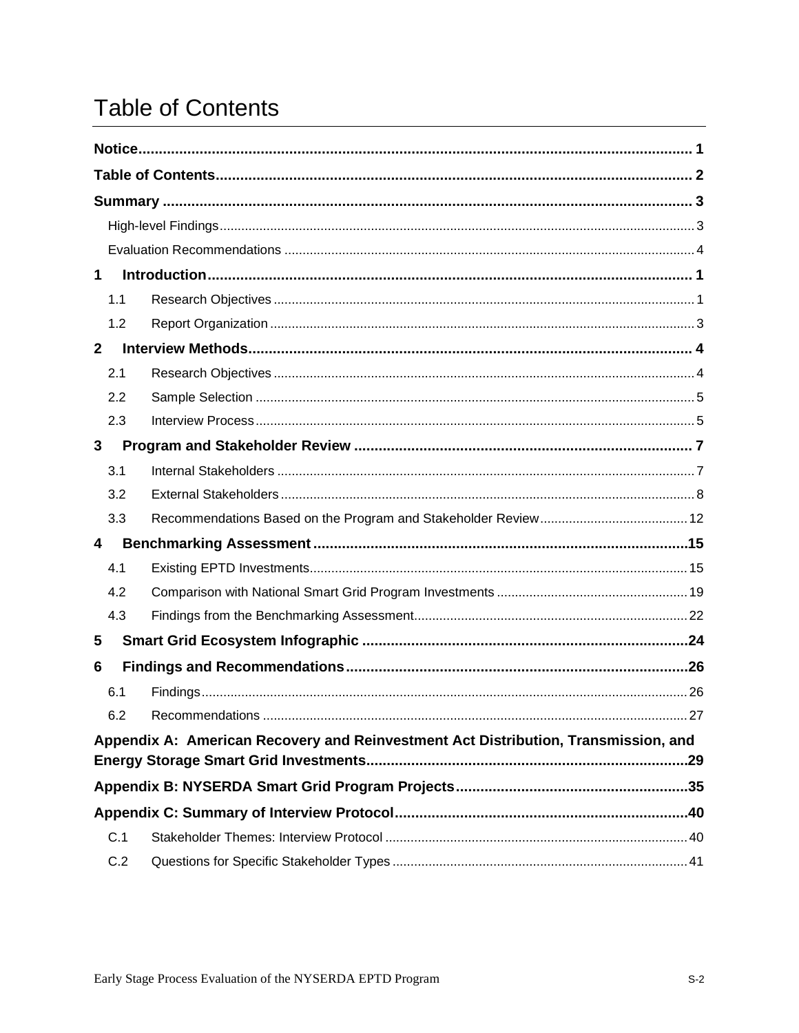# Table of Contents

**Notice** ........ 1

**Table of Contents** ........ 2

**Summary** ........ 3

- High-level Findings ........ 3
- Evaluation Recommendations ........ 4

**1 Introduction** ........ 1

- 1.1 Research Objectives ........ 1
- 1.2 Report Organization ........ 3

**2 Interview Methods** ........ 4

- 2.1 Research Objectives ........ 4
- 2.2 Sample Selection ........ 5
- 2.3 Interview Process ........ 5

**3 Program and Stakeholder Review** ........ 7

- 3.1 Internal Stakeholders ........ 7
- 3.2 External Stakeholders ........ 8
- 3.3 Recommendations Based on the Program and Stakeholder Review ........ 12

**4 Benchmarking Assessment** ........ 15

- 4.1 Existing EPTD Investments ........ 15
- 4.2 Comparison with National Smart Grid Program Investments ........ 19
- 4.3 Findings from the Benchmarking Assessment ........ 22

**5 Smart Grid Ecosystem Infographic** ........ 24

**6 Findings and Recommendations** ........ 26

- 6.1 Findings ........ 26
- 6.2 Recommendations ........ 27

**Appendix A: American Recovery and Reinvestment Act Distribution, Transmission, and Energy Storage Smart Grid Investments** ........ 29

**Appendix B: NYSERDA Smart Grid Program Projects** ........ 35

**Appendix C: Summary of Interview Protocol** ........ 40

- C.1 Stakeholder Themes: Interview Protocol ........ 40
- C.2 Questions for Specific Stakeholder Types ........ 41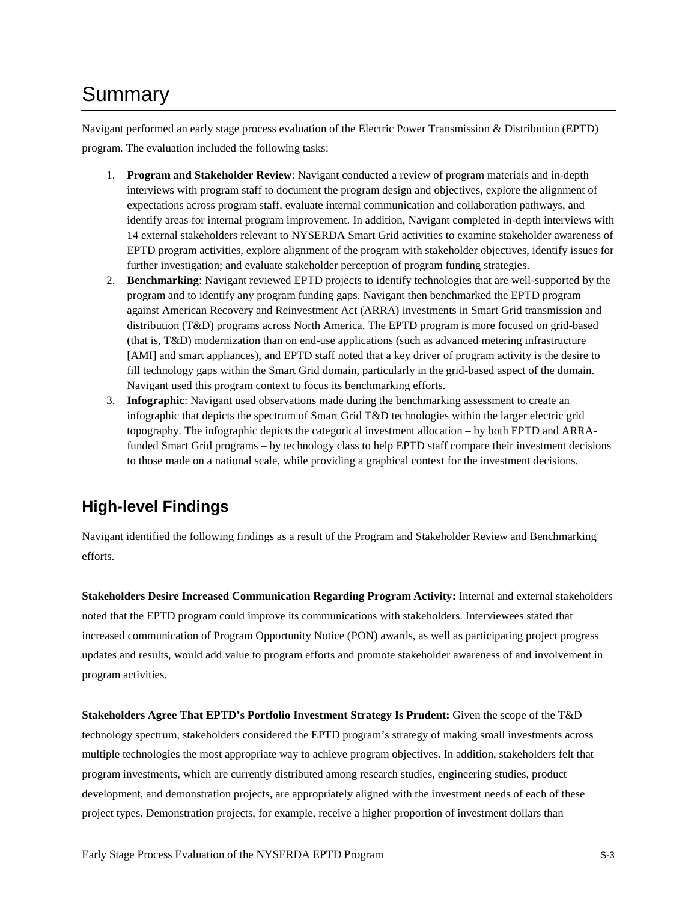# Summary

Navigant performed an early stage process evaluation of the Electric Power Transmission & Distribution (EPTD) program. The evaluation included the following tasks:

1. **Program and Stakeholder Review**: Navigant conducted a review of program materials and in-depth interviews with program staff to document the program design and objectives, explore the alignment of expectations across program staff, evaluate internal communication and collaboration pathways, and identify areas for internal program improvement. In addition, Navigant completed in-depth interviews with 14 external stakeholders relevant to NYSERDA Smart Grid activities to examine stakeholder awareness of EPTD program activities, explore alignment of the program with stakeholder objectives, identify issues for further investigation; and evaluate stakeholder perception of program funding strategies.
2. **Benchmarking**: Navigant reviewed EPTD projects to identify technologies that are well-supported by the program and to identify any program funding gaps. Navigant then benchmarked the EPTD program against American Recovery and Reinvestment Act (ARRA) investments in Smart Grid transmission and distribution (T&D) programs across North America. The EPTD program is more focused on grid-based (that is, T&D) modernization than on end-use applications (such as advanced metering infrastructure [AMI] and smart appliances), and EPTD staff noted that a key driver of program activity is the desire to fill technology gaps within the Smart Grid domain, particularly in the grid-based aspect of the domain. Navigant used this program context to focus its benchmarking efforts.
3. **Infographic**: Navigant used observations made during the benchmarking assessment to create an infographic that depicts the spectrum of Smart Grid T&D technologies within the larger electric grid topography. The infographic depicts the categorical investment allocation – by both EPTD and ARRA-funded Smart Grid programs – by technology class to help EPTD staff compare their investment decisions to those made on a national scale, while providing a graphical context for the investment decisions.

## High-level Findings

Navigant identified the following findings as a result of the Program and Stakeholder Review and Benchmarking efforts.

**Stakeholders Desire Increased Communication Regarding Program Activity:** Internal and external stakeholders noted that the EPTD program could improve its communications with stakeholders. Interviewees stated that increased communication of Program Opportunity Notice (PON) awards, as well as participating project progress updates and results, would add value to program efforts and promote stakeholder awareness of and involvement in program activities.

**Stakeholders Agree That EPTD's Portfolio Investment Strategy Is Prudent:** Given the scope of the T&D technology spectrum, stakeholders considered the EPTD program's strategy of making small investments across multiple technologies the most appropriate way to achieve program objectives. In addition, stakeholders felt that program investments, which are currently distributed among research studies, engineering studies, product development, and demonstration projects, are appropriately aligned with the investment needs of each of these project types. Demonstration projects, for example, receive a higher proportion of investment dollars than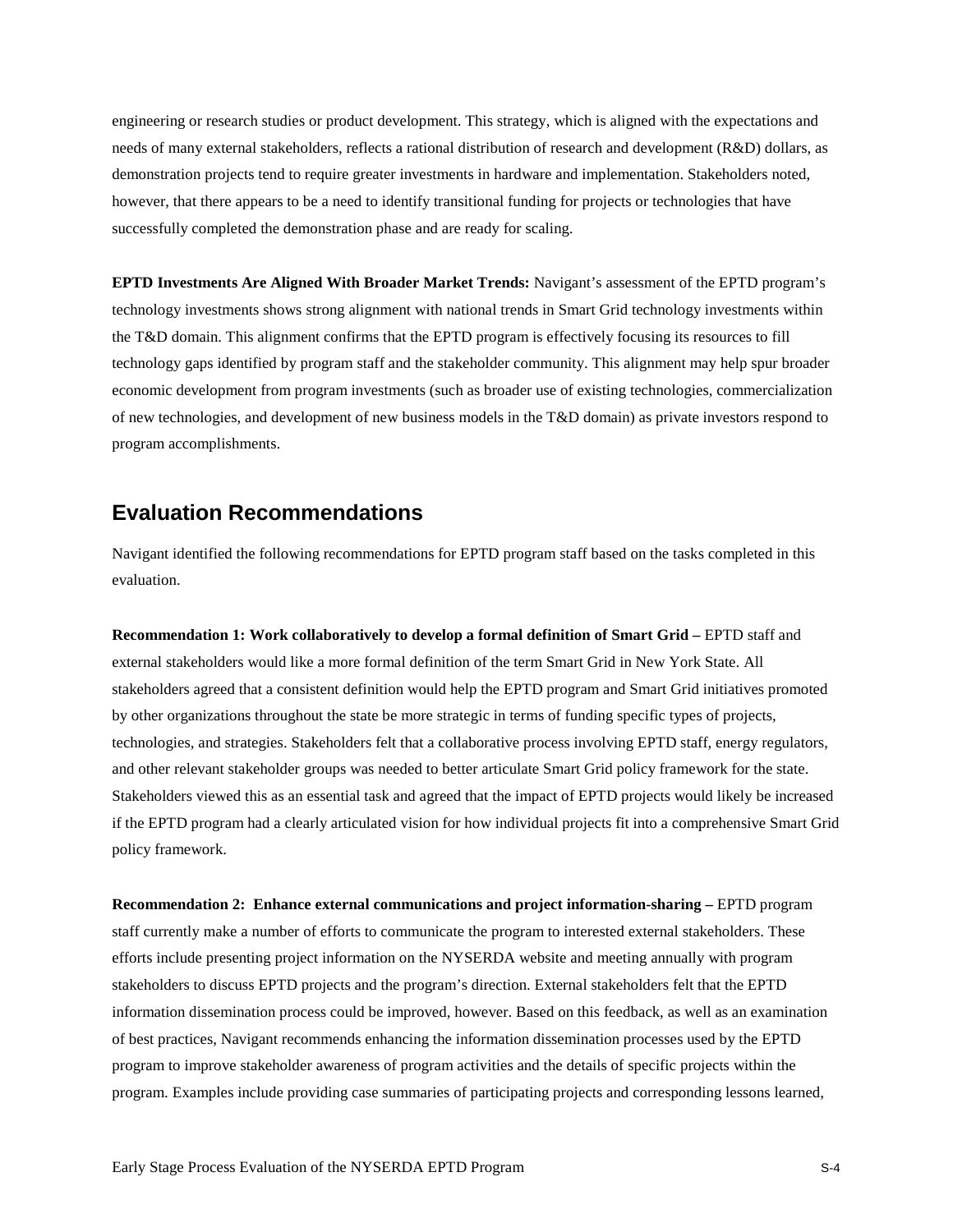engineering or research studies or product development. This strategy, which is aligned with the expectations and needs of many external stakeholders, reflects a rational distribution of research and development (R&D) dollars, as demonstration projects tend to require greater investments in hardware and implementation. Stakeholders noted, however, that there appears to be a need to identify transitional funding for projects or technologies that have successfully completed the demonstration phase and are ready for scaling.

**EPTD Investments Are Aligned With Broader Market Trends:** Navigant's assessment of the EPTD program's technology investments shows strong alignment with national trends in Smart Grid technology investments within the T&D domain. This alignment confirms that the EPTD program is effectively focusing its resources to fill technology gaps identified by program staff and the stakeholder community. This alignment may help spur broader economic development from program investments (such as broader use of existing technologies, commercialization of new technologies, and development of new business models in the T&D domain) as private investors respond to program accomplishments.

## Evaluation Recommendations

Navigant identified the following recommendations for EPTD program staff based on the tasks completed in this evaluation.

**Recommendation 1: Work collaboratively to develop a formal definition of Smart Grid –** EPTD staff and external stakeholders would like a more formal definition of the term Smart Grid in New York State. All stakeholders agreed that a consistent definition would help the EPTD program and Smart Grid initiatives promoted by other organizations throughout the state be more strategic in terms of funding specific types of projects, technologies, and strategies. Stakeholders felt that a collaborative process involving EPTD staff, energy regulators, and other relevant stakeholder groups was needed to better articulate Smart Grid policy framework for the state. Stakeholders viewed this as an essential task and agreed that the impact of EPTD projects would likely be increased if the EPTD program had a clearly articulated vision for how individual projects fit into a comprehensive Smart Grid policy framework.

**Recommendation 2: Enhance external communications and project information-sharing –** EPTD program staff currently make a number of efforts to communicate the program to interested external stakeholders. These efforts include presenting project information on the NYSERDA website and meeting annually with program stakeholders to discuss EPTD projects and the program's direction. External stakeholders felt that the EPTD information dissemination process could be improved, however. Based on this feedback, as well as an examination of best practices, Navigant recommends enhancing the information dissemination processes used by the EPTD program to improve stakeholder awareness of program activities and the details of specific projects within the program. Examples include providing case summaries of participating projects and corresponding lessons learned,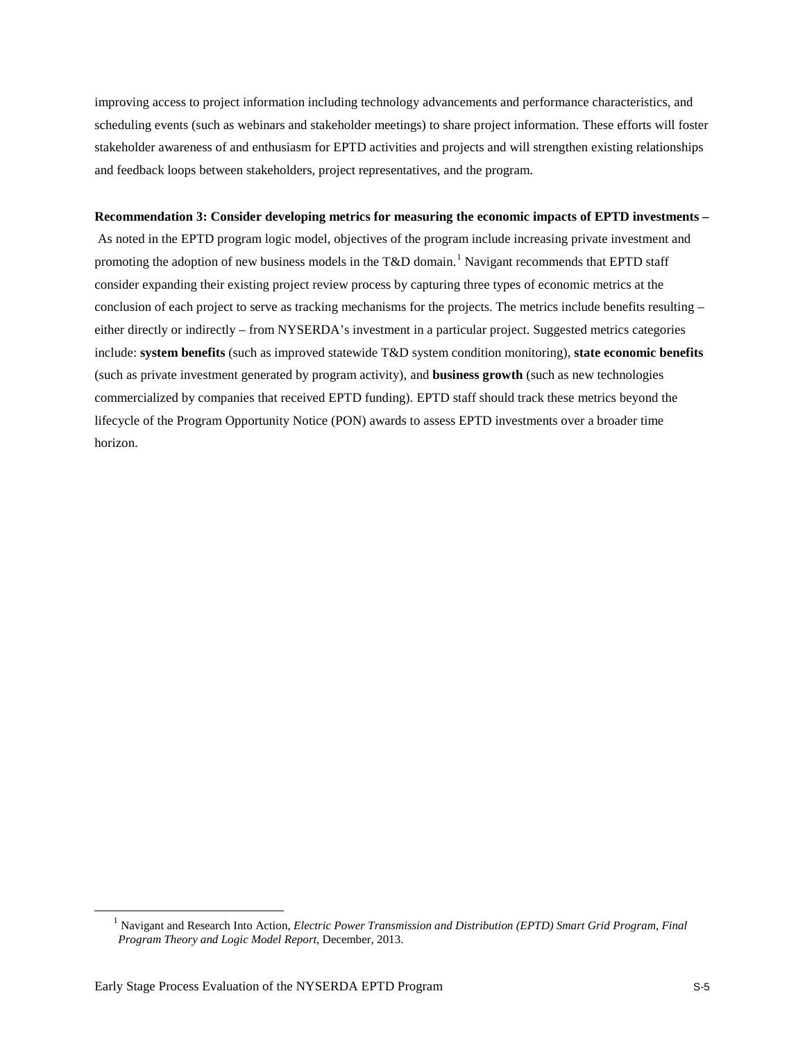improving access to project information including technology advancements and performance characteristics, and scheduling events (such as webinars and stakeholder meetings) to share project information. These efforts will foster stakeholder awareness of and enthusiasm for EPTD activities and projects and will strengthen existing relationships and feedback loops between stakeholders, project representatives, and the program.

**Recommendation 3: Consider developing metrics for measuring the economic impacts of EPTD investments –** As noted in the EPTD program logic model, objectives of the program include increasing private investment and promoting the adoption of new business models in the T&D domain.[1] Navigant recommends that EPTD staff consider expanding their existing project review process by capturing three types of economic metrics at the conclusion of each project to serve as tracking mechanisms for the projects. The metrics include benefits resulting – either directly or indirectly – from NYSERDA's investment in a particular project. Suggested metrics categories include: **system benefits** (such as improved statewide T&D system condition monitoring), **state economic benefits** (such as private investment generated by program activity), and **business growth** (such as new technologies commercialized by companies that received EPTD funding). EPTD staff should track these metrics beyond the lifecycle of the Program Opportunity Notice (PON) awards to assess EPTD investments over a broader time horizon.

---

[1] Navigant and Research Into Action, *Electric Power Transmission and Distribution (EPTD) Smart Grid Program, Final Program Theory and Logic Model Report*, December, 2013.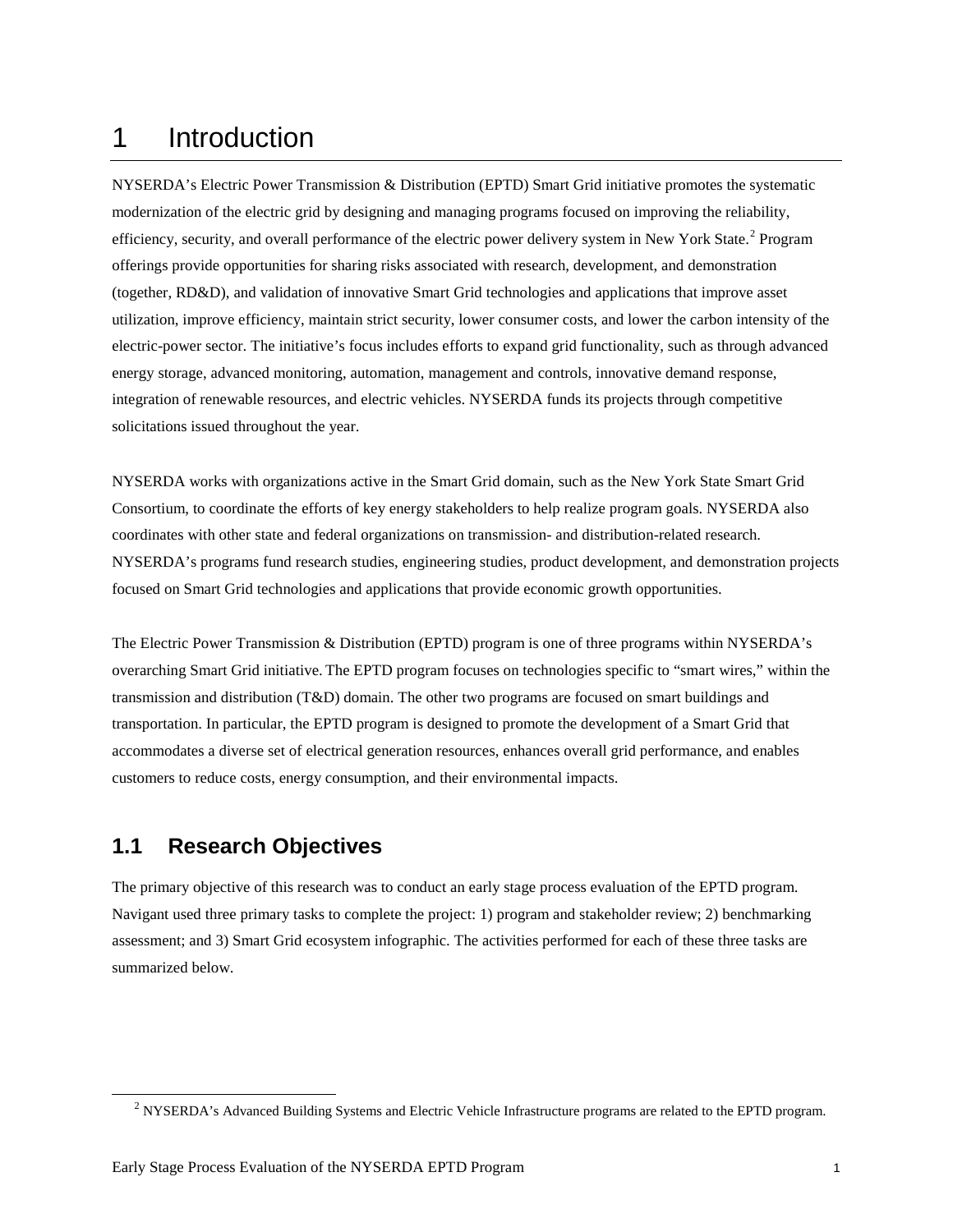# 1 Introduction

NYSERDA's Electric Power Transmission & Distribution (EPTD) Smart Grid initiative promotes the systematic modernization of the electric grid by designing and managing programs focused on improving the reliability, efficiency, security, and overall performance of the electric power delivery system in New York State.[2] Program offerings provide opportunities for sharing risks associated with research, development, and demonstration (together, RD&D), and validation of innovative Smart Grid technologies and applications that improve asset utilization, improve efficiency, maintain strict security, lower consumer costs, and lower the carbon intensity of the electric-power sector. The initiative's focus includes efforts to expand grid functionality, such as through advanced energy storage, advanced monitoring, automation, management and controls, innovative demand response, integration of renewable resources, and electric vehicles. NYSERDA funds its projects through competitive solicitations issued throughout the year.

NYSERDA works with organizations active in the Smart Grid domain, such as the New York State Smart Grid Consortium, to coordinate the efforts of key energy stakeholders to help realize program goals. NYSERDA also coordinates with other state and federal organizations on transmission- and distribution-related research. NYSERDA's programs fund research studies, engineering studies, product development, and demonstration projects focused on Smart Grid technologies and applications that provide economic growth opportunities.

The Electric Power Transmission & Distribution (EPTD) program is one of three programs within NYSERDA's overarching Smart Grid initiative. The EPTD program focuses on technologies specific to "smart wires," within the transmission and distribution (T&D) domain. The other two programs are focused on smart buildings and transportation. In particular, the EPTD program is designed to promote the development of a Smart Grid that accommodates a diverse set of electrical generation resources, enhances overall grid performance, and enables customers to reduce costs, energy consumption, and their environmental impacts.

## 1.1 Research Objectives

The primary objective of this research was to conduct an early stage process evaluation of the EPTD program. Navigant used three primary tasks to complete the project: 1) program and stakeholder review; 2) benchmarking assessment; and 3) Smart Grid ecosystem infographic. The activities performed for each of these three tasks are summarized below.

[2] NYSERDA's Advanced Building Systems and Electric Vehicle Infrastructure programs are related to the EPTD program.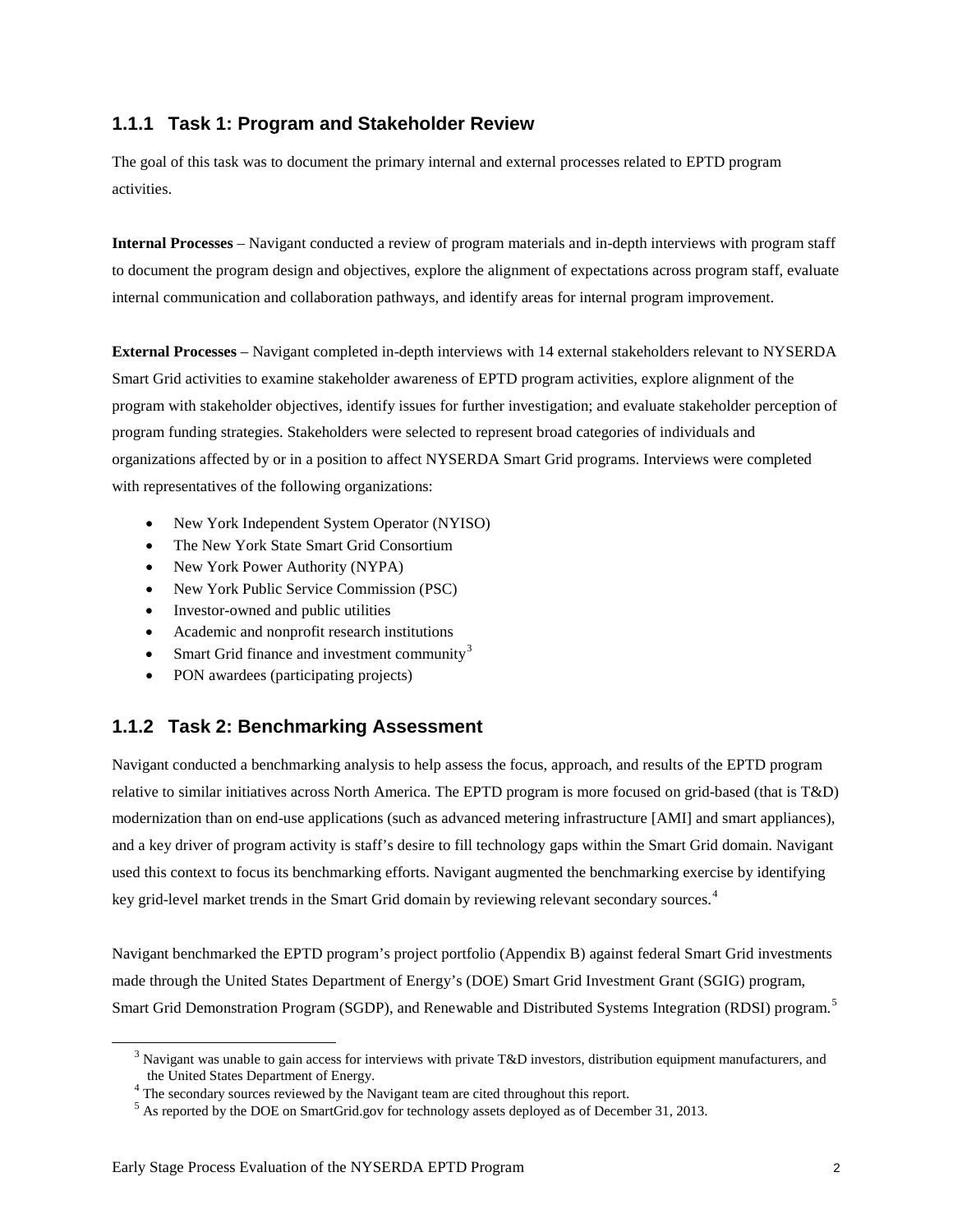### 1.1.1 Task 1: Program and Stakeholder Review

The goal of this task was to document the primary internal and external processes related to EPTD program activities.

**Internal Processes** – Navigant conducted a review of program materials and in-depth interviews with program staff to document the program design and objectives, explore the alignment of expectations across program staff, evaluate internal communication and collaboration pathways, and identify areas for internal program improvement.

**External Processes** – Navigant completed in-depth interviews with 14 external stakeholders relevant to NYSERDA Smart Grid activities to examine stakeholder awareness of EPTD program activities, explore alignment of the program with stakeholder objectives, identify issues for further investigation; and evaluate stakeholder perception of program funding strategies. Stakeholders were selected to represent broad categories of individuals and organizations affected by or in a position to affect NYSERDA Smart Grid programs. Interviews were completed with representatives of the following organizations:

- New York Independent System Operator (NYISO)
- The New York State Smart Grid Consortium
- New York Power Authority (NYPA)
- New York Public Service Commission (PSC)
- Investor-owned and public utilities
- Academic and nonprofit research institutions
- Smart Grid finance and investment community[3]
- PON awardees (participating projects)

### 1.1.2 Task 2: Benchmarking Assessment

Navigant conducted a benchmarking analysis to help assess the focus, approach, and results of the EPTD program relative to similar initiatives across North America. The EPTD program is more focused on grid-based (that is T&D) modernization than on end-use applications (such as advanced metering infrastructure [AMI] and smart appliances), and a key driver of program activity is staff's desire to fill technology gaps within the Smart Grid domain. Navigant used this context to focus its benchmarking efforts. Navigant augmented the benchmarking exercise by identifying key grid-level market trends in the Smart Grid domain by reviewing relevant secondary sources.[4]

Navigant benchmarked the EPTD program's project portfolio (Appendix B) against federal Smart Grid investments made through the United States Department of Energy's (DOE) Smart Grid Investment Grant (SGIG) program, Smart Grid Demonstration Program (SGDP), and Renewable and Distributed Systems Integration (RDSI) program.[5]

---

[3] Navigant was unable to gain access for interviews with private T&D investors, distribution equipment manufacturers, and the United States Department of Energy.

[4] The secondary sources reviewed by the Navigant team are cited throughout this report.

[5] As reported by the DOE on SmartGrid.gov for technology assets deployed as of December 31, 2013.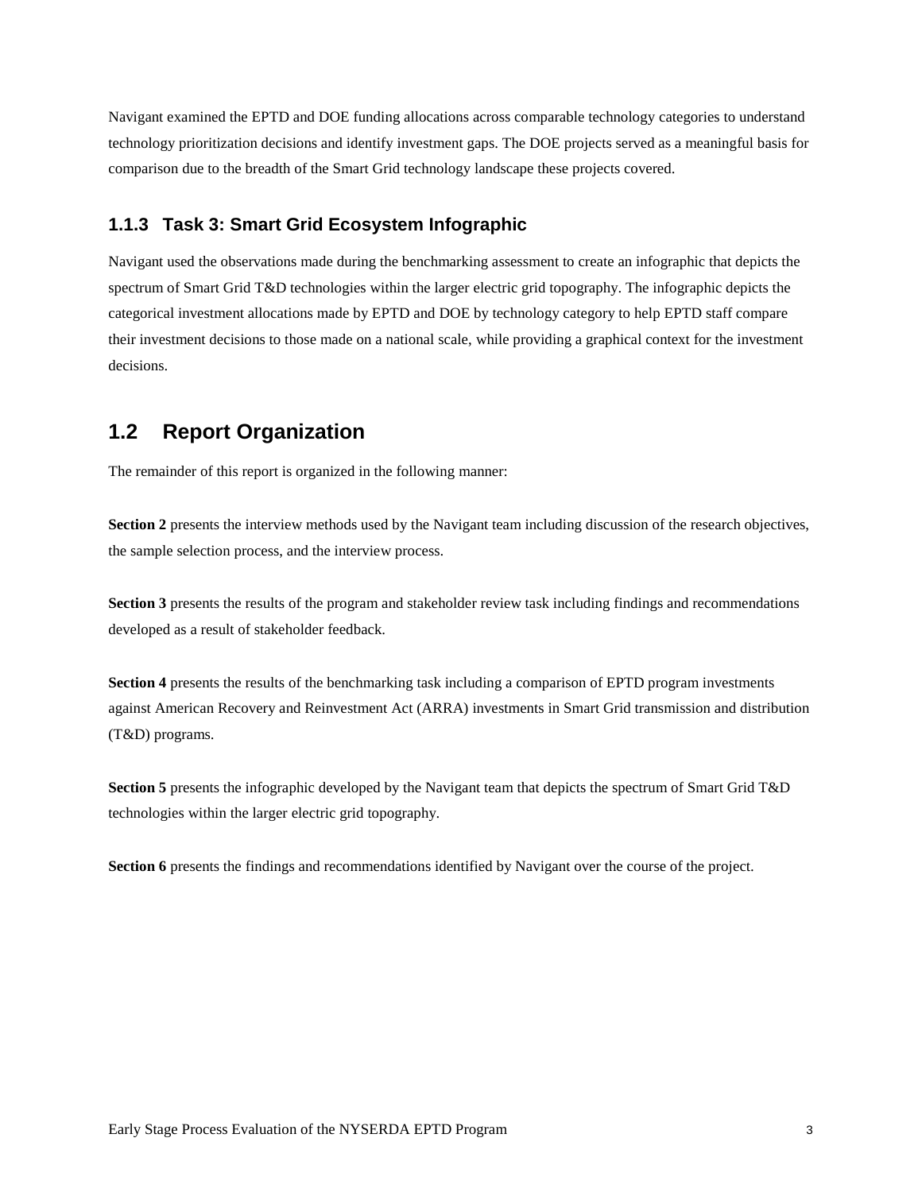Navigant examined the EPTD and DOE funding allocations across comparable technology categories to understand technology prioritization decisions and identify investment gaps. The DOE projects served as a meaningful basis for comparison due to the breadth of the Smart Grid technology landscape these projects covered.

### 1.1.3 Task 3: Smart Grid Ecosystem Infographic

Navigant used the observations made during the benchmarking assessment to create an infographic that depicts the spectrum of Smart Grid T&D technologies within the larger electric grid topography. The infographic depicts the categorical investment allocations made by EPTD and DOE by technology category to help EPTD staff compare their investment decisions to those made on a national scale, while providing a graphical context for the investment decisions.

## 1.2 Report Organization

The remainder of this report is organized in the following manner:

**Section 2** presents the interview methods used by the Navigant team including discussion of the research objectives, the sample selection process, and the interview process.

**Section 3** presents the results of the program and stakeholder review task including findings and recommendations developed as a result of stakeholder feedback.

**Section 4** presents the results of the benchmarking task including a comparison of EPTD program investments against American Recovery and Reinvestment Act (ARRA) investments in Smart Grid transmission and distribution (T&D) programs.

**Section 5** presents the infographic developed by the Navigant team that depicts the spectrum of Smart Grid T&D technologies within the larger electric grid topography.

**Section 6** presents the findings and recommendations identified by Navigant over the course of the project.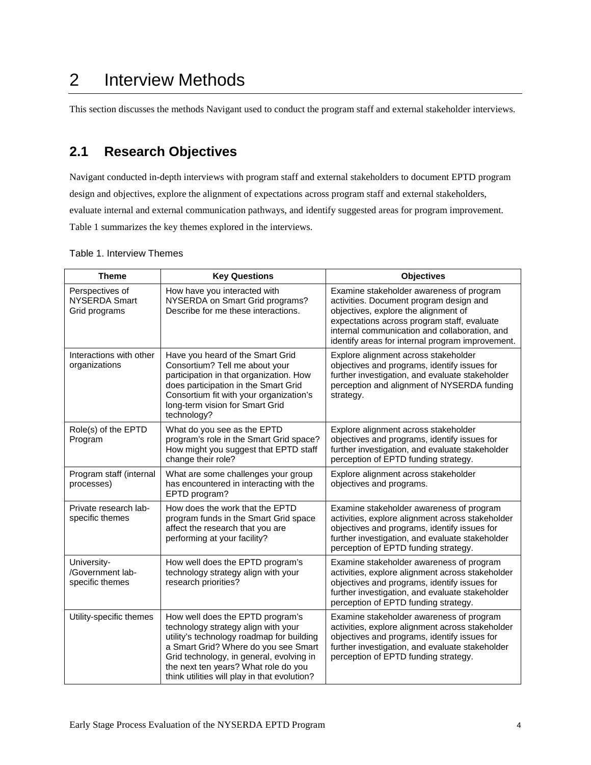# 2 Interview Methods

This section discusses the methods Navigant used to conduct the program staff and external stakeholder interviews.

## 2.1 Research Objectives

Navigant conducted in-depth interviews with program staff and external stakeholders to document EPTD program design and objectives, explore the alignment of expectations across program staff and external stakeholders, evaluate internal and external communication pathways, and identify suggested areas for program improvement. Table 1 summarizes the key themes explored in the interviews.

Table 1. Interview Themes

| Theme | Key Questions | Objectives |
|---|---|---|
| Perspectives of NYSERDA Smart Grid programs | How have you interacted with NYSERDA on Smart Grid programs? Describe for me these interactions. | Examine stakeholder awareness of program activities. Document program design and objectives, explore the alignment of expectations across program staff, evaluate internal communication and collaboration, and identify areas for internal program improvement. |
| Interactions with other organizations | Have you heard of the Smart Grid Consortium? Tell me about your participation in that organization. How does participation in the Smart Grid Consortium fit with your organization's long-term vision for Smart Grid technology? | Explore alignment across stakeholder objectives and programs, identify issues for further investigation, and evaluate stakeholder perception and alignment of NYSERDA funding strategy. |
| Role(s) of the EPTD Program | What do you see as the EPTD program's role in the Smart Grid space? How might you suggest that EPTD staff change their role? | Explore alignment across stakeholder objectives and programs, identify issues for further investigation, and evaluate stakeholder perception of EPTD funding strategy. |
| Program staff (internal processes) | What are some challenges your group has encountered in interacting with the EPTD program? | Explore alignment across stakeholder objectives and programs. |
| Private research lab-specific themes | How does the work that the EPTD program funds in the Smart Grid space affect the research that you are performing at your facility? | Examine stakeholder awareness of program activities, explore alignment across stakeholder objectives and programs, identify issues for further investigation, and evaluate stakeholder perception of EPTD funding strategy. |
| University-/Government lab-specific themes | How well does the EPTD program's technology strategy align with your research priorities? | Examine stakeholder awareness of program activities, explore alignment across stakeholder objectives and programs, identify issues for further investigation, and evaluate stakeholder perception of EPTD funding strategy. |
| Utility-specific themes | How well does the EPTD program's technology strategy align with your utility's technology roadmap for building a Smart Grid? Where do you see Smart Grid technology, in general, evolving in the next ten years? What role do you think utilities will play in that evolution? | Examine stakeholder awareness of program activities, explore alignment across stakeholder objectives and programs, identify issues for further investigation, and evaluate stakeholder perception of EPTD funding strategy. |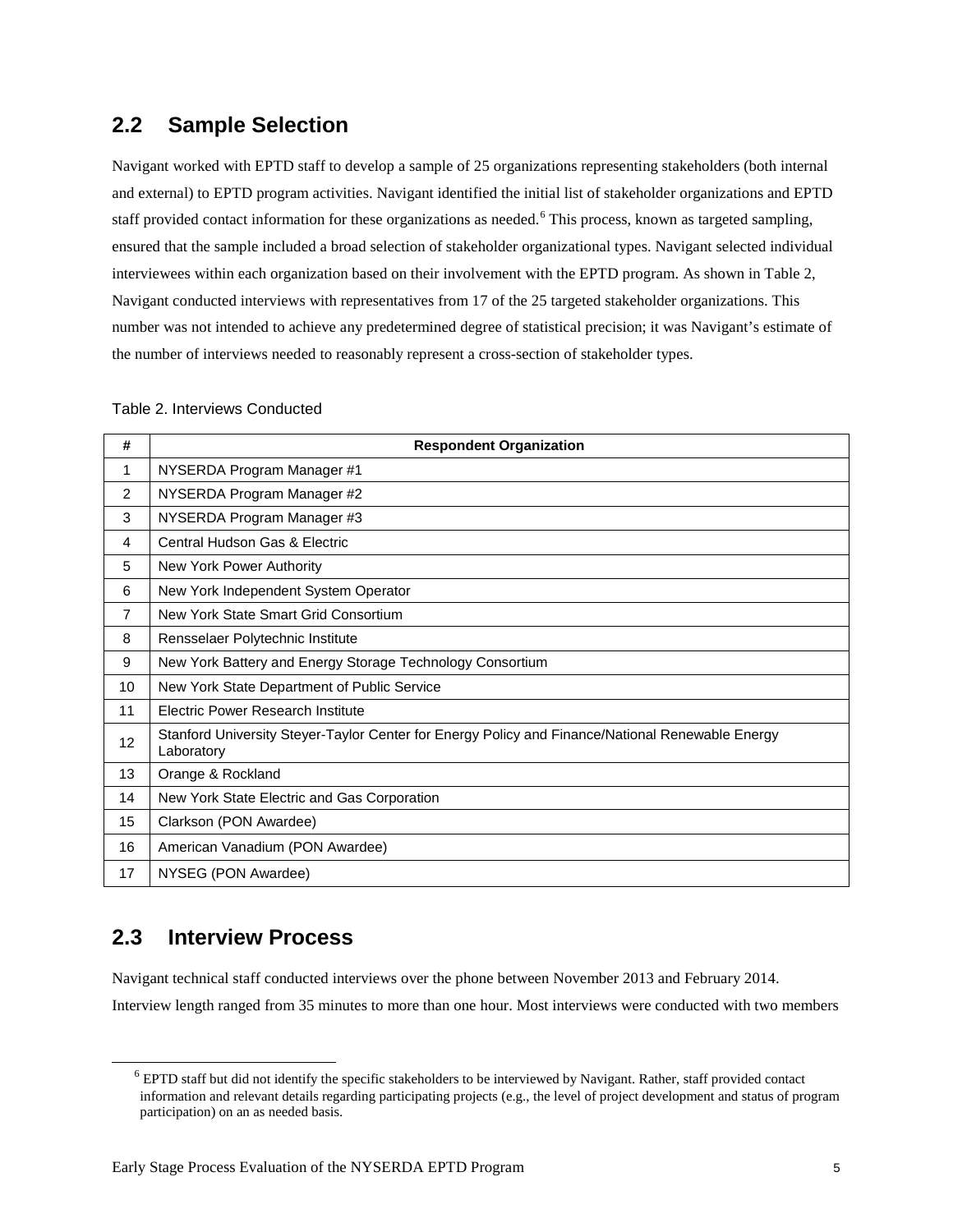## 2.2 Sample Selection

Navigant worked with EPTD staff to develop a sample of 25 organizations representing stakeholders (both internal and external) to EPTD program activities. Navigant identified the initial list of stakeholder organizations and EPTD staff provided contact information for these organizations as needed.[6] This process, known as targeted sampling, ensured that the sample included a broad selection of stakeholder organizational types. Navigant selected individual interviewees within each organization based on their involvement with the EPTD program. As shown in Table 2, Navigant conducted interviews with representatives from 17 of the 25 targeted stakeholder organizations. This number was not intended to achieve any predetermined degree of statistical precision; it was Navigant's estimate of the number of interviews needed to reasonably represent a cross-section of stakeholder types.

Table 2. Interviews Conducted

| # | Respondent Organization |
|---|---|
| 1 | NYSERDA Program Manager #1 |
| 2 | NYSERDA Program Manager #2 |
| 3 | NYSERDA Program Manager #3 |
| 4 | Central Hudson Gas & Electric |
| 5 | New York Power Authority |
| 6 | New York Independent System Operator |
| 7 | New York State Smart Grid Consortium |
| 8 | Rensselaer Polytechnic Institute |
| 9 | New York Battery and Energy Storage Technology Consortium |
| 10 | New York State Department of Public Service |
| 11 | Electric Power Research Institute |
| 12 | Stanford University Steyer-Taylor Center for Energy Policy and Finance/National Renewable Energy Laboratory |
| 13 | Orange & Rockland |
| 14 | New York State Electric and Gas Corporation |
| 15 | Clarkson (PON Awardee) |
| 16 | American Vanadium (PON Awardee) |
| 17 | NYSEG (PON Awardee) |

## 2.3 Interview Process

Navigant technical staff conducted interviews over the phone between November 2013 and February 2014. Interview length ranged from 35 minutes to more than one hour. Most interviews were conducted with two members

[6] EPTD staff but did not identify the specific stakeholders to be interviewed by Navigant. Rather, staff provided contact information and relevant details regarding participating projects (e.g., the level of project development and status of program participation) on an as needed basis.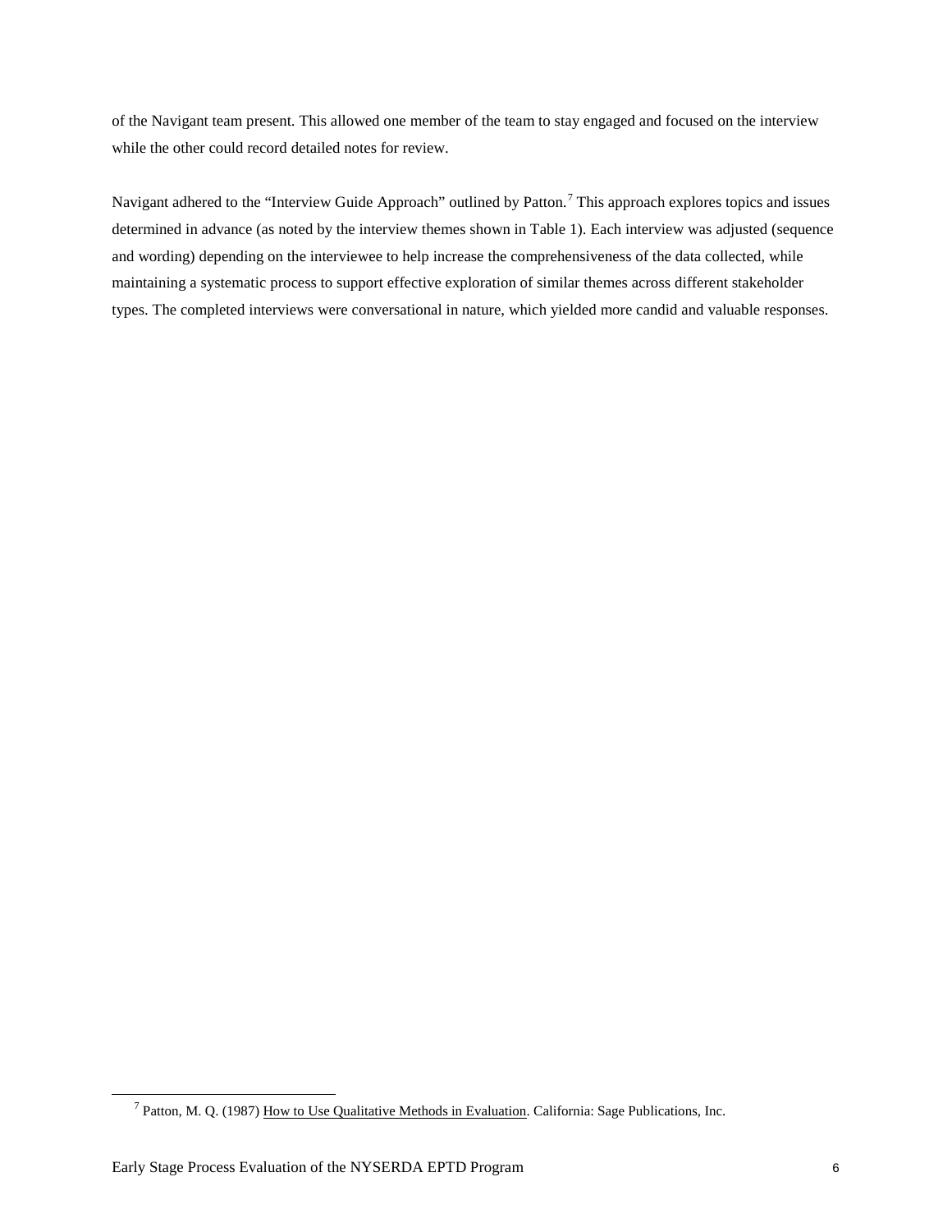of the Navigant team present. This allowed one member of the team to stay engaged and focused on the interview while the other could record detailed notes for review.

Navigant adhered to the "Interview Guide Approach" outlined by Patton.[7] This approach explores topics and issues determined in advance (as noted by the interview themes shown in Table 1). Each interview was adjusted (sequence and wording) depending on the interviewee to help increase the comprehensiveness of the data collected, while maintaining a systematic process to support effective exploration of similar themes across different stakeholder types. The completed interviews were conversational in nature, which yielded more candid and valuable responses.

[7] Patton, M. Q. (1987) How to Use Qualitative Methods in Evaluation. California: Sage Publications, Inc.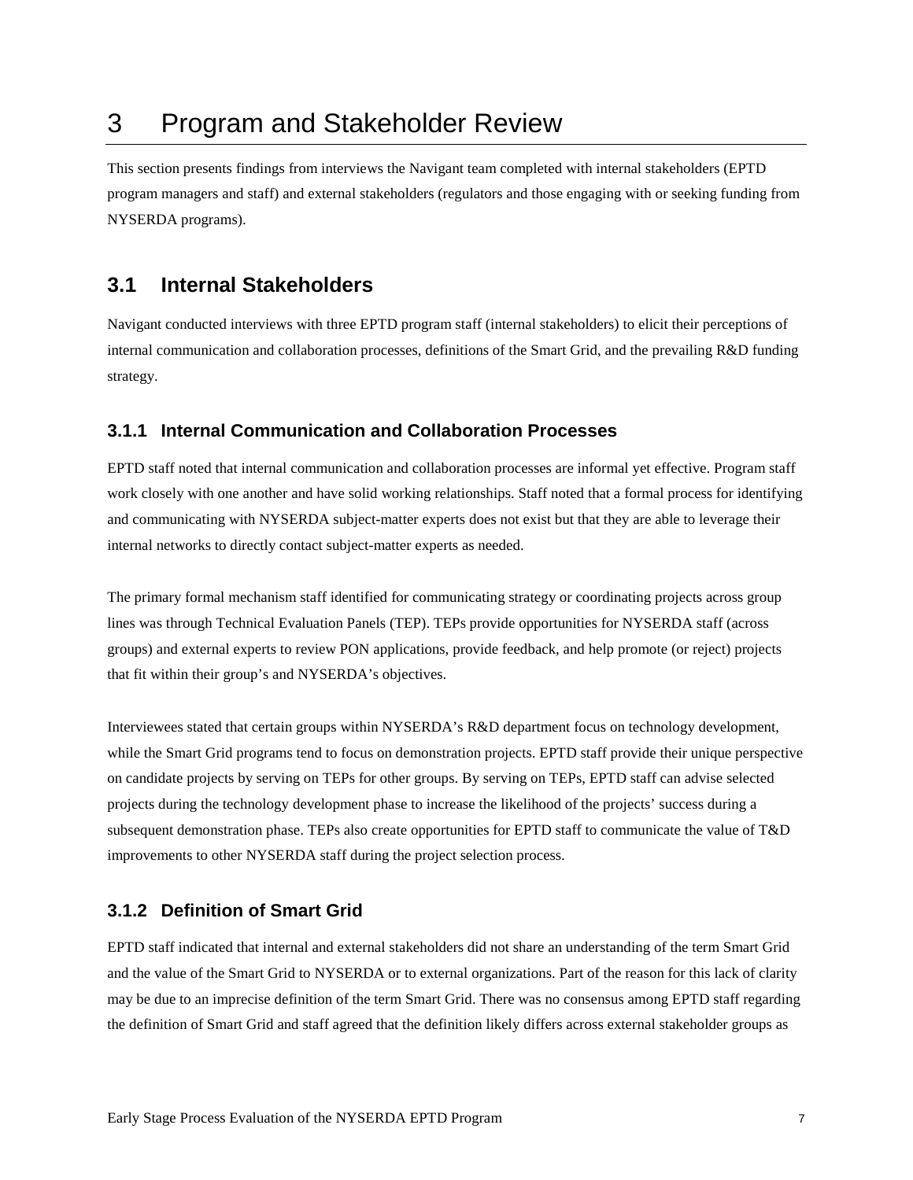# 3 Program and Stakeholder Review

This section presents findings from interviews the Navigant team completed with internal stakeholders (EPTD program managers and staff) and external stakeholders (regulators and those engaging with or seeking funding from NYSERDA programs).

## 3.1 Internal Stakeholders

Navigant conducted interviews with three EPTD program staff (internal stakeholders) to elicit their perceptions of internal communication and collaboration processes, definitions of the Smart Grid, and the prevailing R&D funding strategy.

### 3.1.1 Internal Communication and Collaboration Processes

EPTD staff noted that internal communication and collaboration processes are informal yet effective. Program staff work closely with one another and have solid working relationships. Staff noted that a formal process for identifying and communicating with NYSERDA subject-matter experts does not exist but that they are able to leverage their internal networks to directly contact subject-matter experts as needed.

The primary formal mechanism staff identified for communicating strategy or coordinating projects across group lines was through Technical Evaluation Panels (TEP). TEPs provide opportunities for NYSERDA staff (across groups) and external experts to review PON applications, provide feedback, and help promote (or reject) projects that fit within their group's and NYSERDA's objectives.

Interviewees stated that certain groups within NYSERDA's R&D department focus on technology development, while the Smart Grid programs tend to focus on demonstration projects. EPTD staff provide their unique perspective on candidate projects by serving on TEPs for other groups. By serving on TEPs, EPTD staff can advise selected projects during the technology development phase to increase the likelihood of the projects' success during a subsequent demonstration phase. TEPs also create opportunities for EPTD staff to communicate the value of T&D improvements to other NYSERDA staff during the project selection process.

### 3.1.2 Definition of Smart Grid

EPTD staff indicated that internal and external stakeholders did not share an understanding of the term Smart Grid and the value of the Smart Grid to NYSERDA or to external organizations. Part of the reason for this lack of clarity may be due to an imprecise definition of the term Smart Grid. There was no consensus among EPTD staff regarding the definition of Smart Grid and staff agreed that the definition likely differs across external stakeholder groups as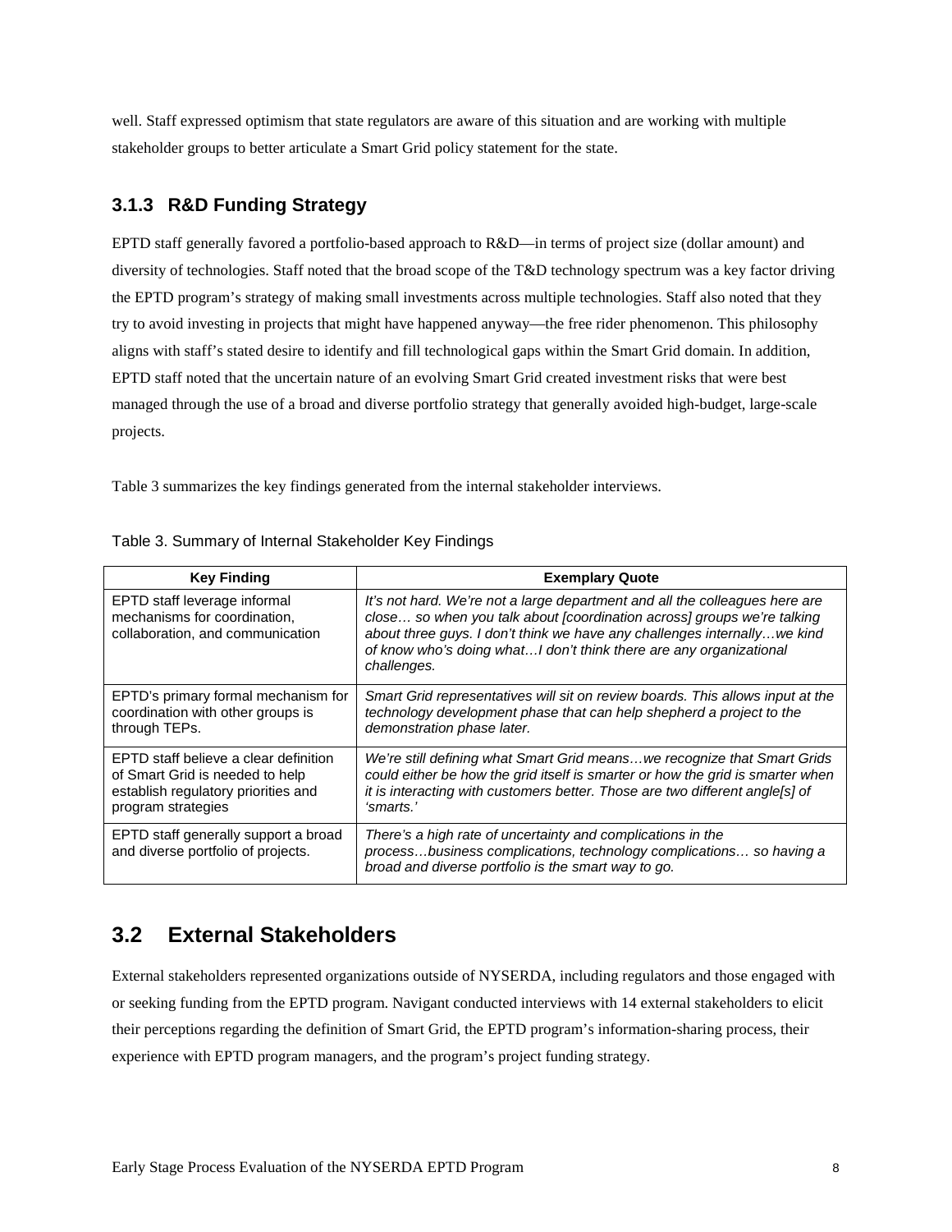well. Staff expressed optimism that state regulators are aware of this situation and are working with multiple stakeholder groups to better articulate a Smart Grid policy statement for the state.

### 3.1.3 R&D Funding Strategy

EPTD staff generally favored a portfolio-based approach to R&D—in terms of project size (dollar amount) and diversity of technologies. Staff noted that the broad scope of the T&D technology spectrum was a key factor driving the EPTD program's strategy of making small investments across multiple technologies. Staff also noted that they try to avoid investing in projects that might have happened anyway—the free rider phenomenon. This philosophy aligns with staff's stated desire to identify and fill technological gaps within the Smart Grid domain. In addition, EPTD staff noted that the uncertain nature of an evolving Smart Grid created investment risks that were best managed through the use of a broad and diverse portfolio strategy that generally avoided high-budget, large-scale projects.

Table 3 summarizes the key findings generated from the internal stakeholder interviews.

Table 3. Summary of Internal Stakeholder Key Findings

| Key Finding | Exemplary Quote |
|---|---|
| EPTD staff leverage informal mechanisms for coordination, collaboration, and communication | *It's not hard. We're not a large department and all the colleagues here are close… so when you talk about [coordination across] groups we're talking about three guys. I don't think we have any challenges internally…we kind of know who's doing what…I don't think there are any organizational challenges.* |
| EPTD's primary formal mechanism for coordination with other groups is through TEPs. | *Smart Grid representatives will sit on review boards. This allows input at the technology development phase that can help shepherd a project to the demonstration phase later.* |
| EPTD staff believe a clear definition of Smart Grid is needed to help establish regulatory priorities and program strategies | *We're still defining what Smart Grid means…we recognize that Smart Grids could either be how the grid itself is smarter or how the grid is smarter when it is interacting with customers better. Those are two different angle[s] of 'smarts.'* |
| EPTD staff generally support a broad and diverse portfolio of projects. | *There's a high rate of uncertainty and complications in the process…business complications, technology complications… so having a broad and diverse portfolio is the smart way to go.* |

## 3.2 External Stakeholders

External stakeholders represented organizations outside of NYSERDA, including regulators and those engaged with or seeking funding from the EPTD program. Navigant conducted interviews with 14 external stakeholders to elicit their perceptions regarding the definition of Smart Grid, the EPTD program's information-sharing process, their experience with EPTD program managers, and the program's project funding strategy.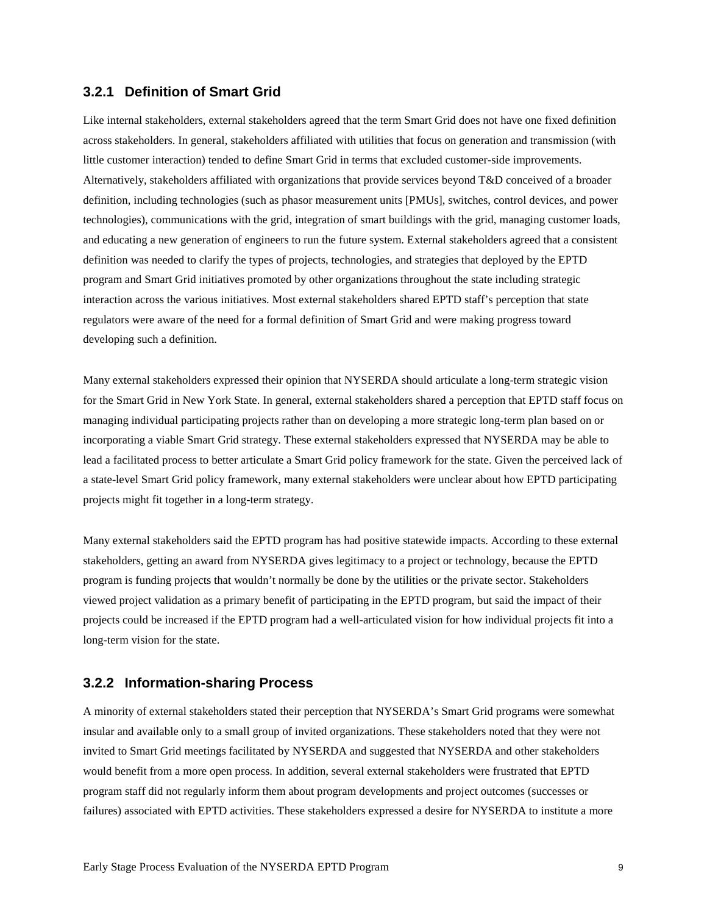### 3.2.1 Definition of Smart Grid

Like internal stakeholders, external stakeholders agreed that the term Smart Grid does not have one fixed definition across stakeholders. In general, stakeholders affiliated with utilities that focus on generation and transmission (with little customer interaction) tended to define Smart Grid in terms that excluded customer-side improvements. Alternatively, stakeholders affiliated with organizations that provide services beyond T&D conceived of a broader definition, including technologies (such as phasor measurement units [PMUs], switches, control devices, and power technologies), communications with the grid, integration of smart buildings with the grid, managing customer loads, and educating a new generation of engineers to run the future system. External stakeholders agreed that a consistent definition was needed to clarify the types of projects, technologies, and strategies that deployed by the EPTD program and Smart Grid initiatives promoted by other organizations throughout the state including strategic interaction across the various initiatives. Most external stakeholders shared EPTD staff's perception that state regulators were aware of the need for a formal definition of Smart Grid and were making progress toward developing such a definition.

Many external stakeholders expressed their opinion that NYSERDA should articulate a long-term strategic vision for the Smart Grid in New York State. In general, external stakeholders shared a perception that EPTD staff focus on managing individual participating projects rather than on developing a more strategic long-term plan based on or incorporating a viable Smart Grid strategy. These external stakeholders expressed that NYSERDA may be able to lead a facilitated process to better articulate a Smart Grid policy framework for the state. Given the perceived lack of a state-level Smart Grid policy framework, many external stakeholders were unclear about how EPTD participating projects might fit together in a long-term strategy.

Many external stakeholders said the EPTD program has had positive statewide impacts. According to these external stakeholders, getting an award from NYSERDA gives legitimacy to a project or technology, because the EPTD program is funding projects that wouldn't normally be done by the utilities or the private sector. Stakeholders viewed project validation as a primary benefit of participating in the EPTD program, but said the impact of their projects could be increased if the EPTD program had a well-articulated vision for how individual projects fit into a long-term vision for the state.

### 3.2.2 Information-sharing Process

A minority of external stakeholders stated their perception that NYSERDA's Smart Grid programs were somewhat insular and available only to a small group of invited organizations. These stakeholders noted that they were not invited to Smart Grid meetings facilitated by NYSERDA and suggested that NYSERDA and other stakeholders would benefit from a more open process. In addition, several external stakeholders were frustrated that EPTD program staff did not regularly inform them about program developments and project outcomes (successes or failures) associated with EPTD activities. These stakeholders expressed a desire for NYSERDA to institute a more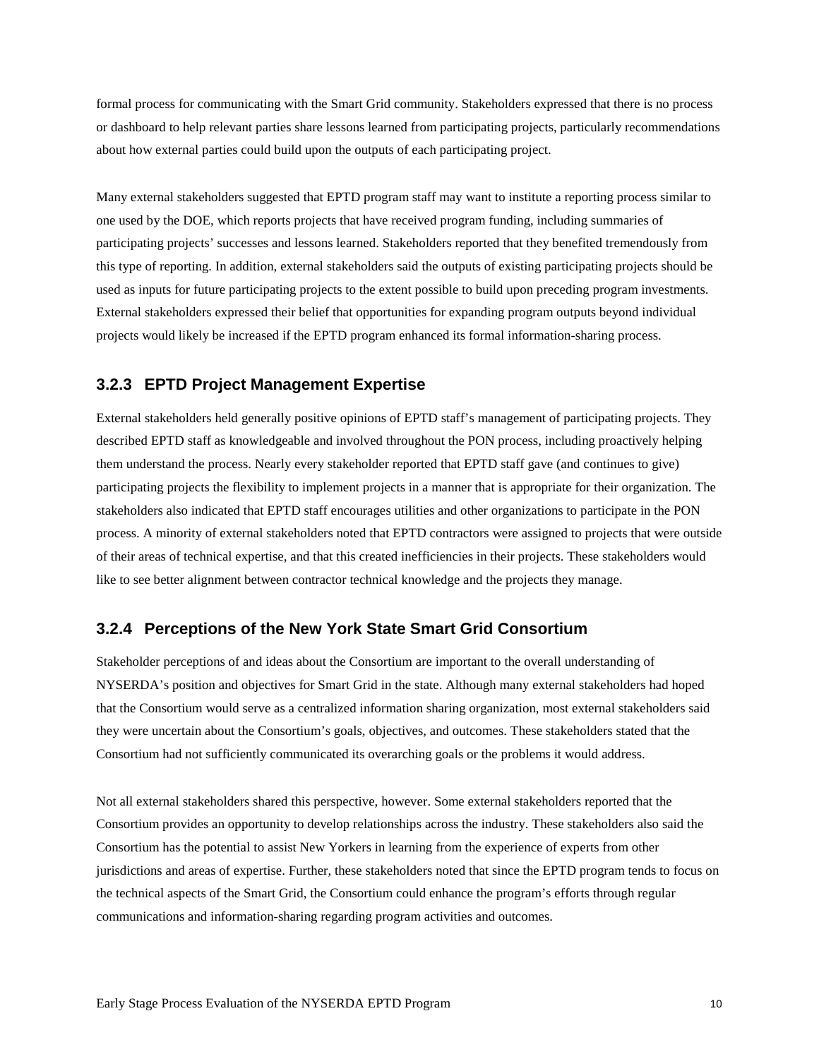formal process for communicating with the Smart Grid community. Stakeholders expressed that there is no process or dashboard to help relevant parties share lessons learned from participating projects, particularly recommendations about how external parties could build upon the outputs of each participating project.

Many external stakeholders suggested that EPTD program staff may want to institute a reporting process similar to one used by the DOE, which reports projects that have received program funding, including summaries of participating projects' successes and lessons learned. Stakeholders reported that they benefited tremendously from this type of reporting. In addition, external stakeholders said the outputs of existing participating projects should be used as inputs for future participating projects to the extent possible to build upon preceding program investments. External stakeholders expressed their belief that opportunities for expanding program outputs beyond individual projects would likely be increased if the EPTD program enhanced its formal information-sharing process.

### 3.2.3 EPTD Project Management Expertise

External stakeholders held generally positive opinions of EPTD staff's management of participating projects. They described EPTD staff as knowledgeable and involved throughout the PON process, including proactively helping them understand the process. Nearly every stakeholder reported that EPTD staff gave (and continues to give) participating projects the flexibility to implement projects in a manner that is appropriate for their organization. The stakeholders also indicated that EPTD staff encourages utilities and other organizations to participate in the PON process. A minority of external stakeholders noted that EPTD contractors were assigned to projects that were outside of their areas of technical expertise, and that this created inefficiencies in their projects. These stakeholders would like to see better alignment between contractor technical knowledge and the projects they manage.

### 3.2.4 Perceptions of the New York State Smart Grid Consortium

Stakeholder perceptions of and ideas about the Consortium are important to the overall understanding of NYSERDA's position and objectives for Smart Grid in the state. Although many external stakeholders had hoped that the Consortium would serve as a centralized information sharing organization, most external stakeholders said they were uncertain about the Consortium's goals, objectives, and outcomes. These stakeholders stated that the Consortium had not sufficiently communicated its overarching goals or the problems it would address.

Not all external stakeholders shared this perspective, however. Some external stakeholders reported that the Consortium provides an opportunity to develop relationships across the industry. These stakeholders also said the Consortium has the potential to assist New Yorkers in learning from the experience of experts from other jurisdictions and areas of expertise. Further, these stakeholders noted that since the EPTD program tends to focus on the technical aspects of the Smart Grid, the Consortium could enhance the program's efforts through regular communications and information-sharing regarding program activities and outcomes.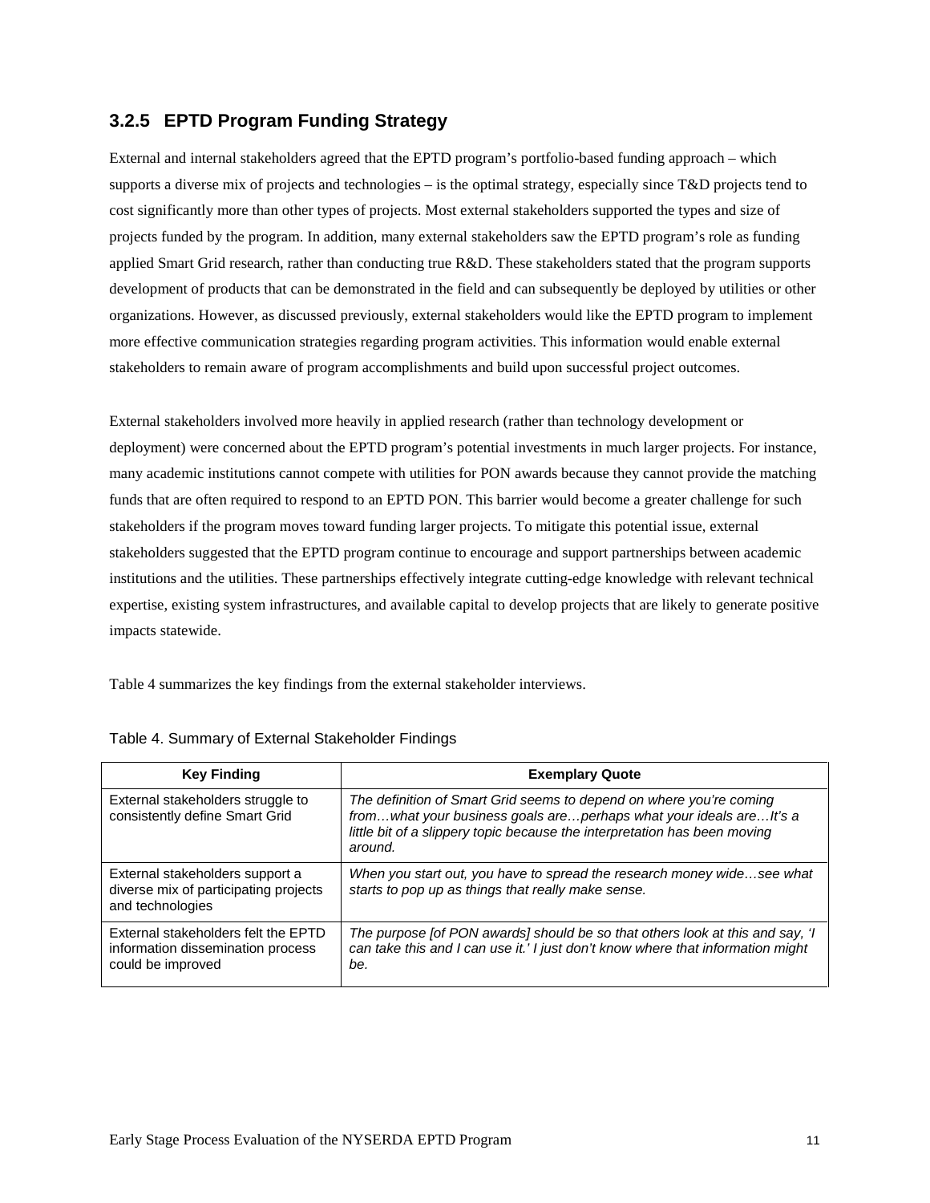### 3.2.5 EPTD Program Funding Strategy

External and internal stakeholders agreed that the EPTD program's portfolio-based funding approach – which supports a diverse mix of projects and technologies – is the optimal strategy, especially since T&D projects tend to cost significantly more than other types of projects. Most external stakeholders supported the types and size of projects funded by the program. In addition, many external stakeholders saw the EPTD program's role as funding applied Smart Grid research, rather than conducting true R&D. These stakeholders stated that the program supports development of products that can be demonstrated in the field and can subsequently be deployed by utilities or other organizations. However, as discussed previously, external stakeholders would like the EPTD program to implement more effective communication strategies regarding program activities. This information would enable external stakeholders to remain aware of program accomplishments and build upon successful project outcomes.

External stakeholders involved more heavily in applied research (rather than technology development or deployment) were concerned about the EPTD program's potential investments in much larger projects. For instance, many academic institutions cannot compete with utilities for PON awards because they cannot provide the matching funds that are often required to respond to an EPTD PON. This barrier would become a greater challenge for such stakeholders if the program moves toward funding larger projects. To mitigate this potential issue, external stakeholders suggested that the EPTD program continue to encourage and support partnerships between academic institutions and the utilities. These partnerships effectively integrate cutting-edge knowledge with relevant technical expertise, existing system infrastructures, and available capital to develop projects that are likely to generate positive impacts statewide.

Table 4 summarizes the key findings from the external stakeholder interviews.

Table 4. Summary of External Stakeholder Findings

| Key Finding | Exemplary Quote |
|---|---|
| External stakeholders struggle to consistently define Smart Grid | *The definition of Smart Grid seems to depend on where you're coming from…what your business goals are…perhaps what your ideals are…It's a little bit of a slippery topic because the interpretation has been moving around.* |
| External stakeholders support a diverse mix of participating projects and technologies | *When you start out, you have to spread the research money wide…see what starts to pop up as things that really make sense.* |
| External stakeholders felt the EPTD information dissemination process could be improved | *The purpose [of PON awards] should be so that others look at this and say, 'I can take this and I can use it.' I just don't know where that information might be.* |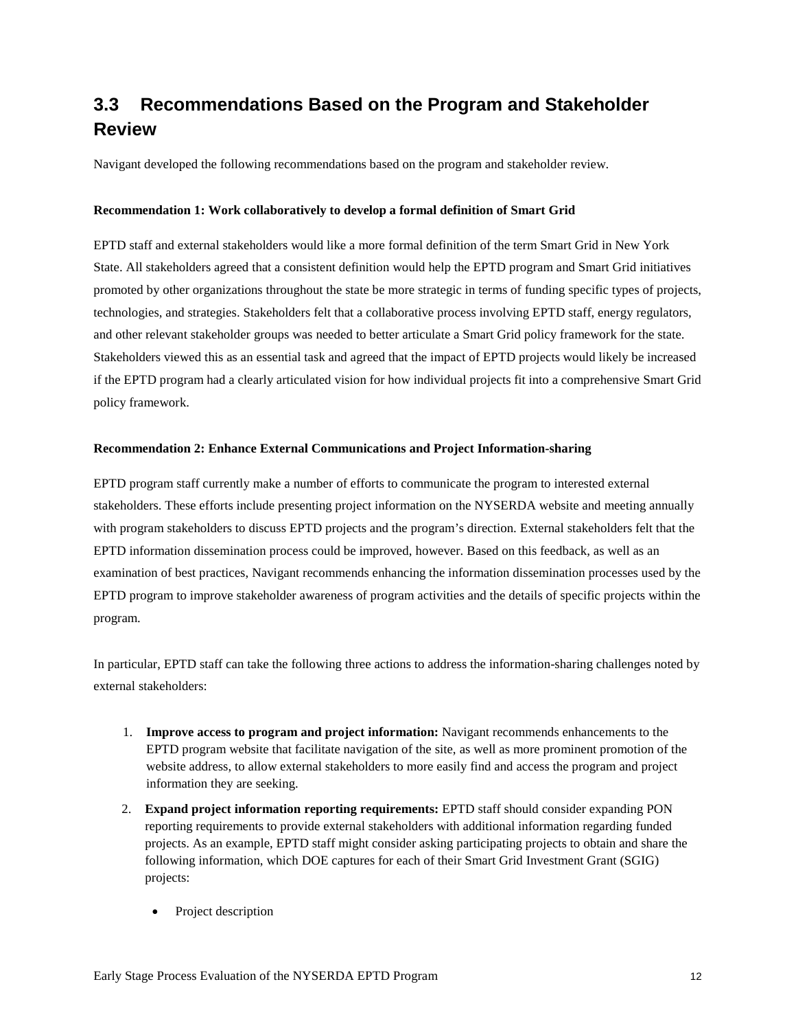## 3.3 Recommendations Based on the Program and Stakeholder Review

Navigant developed the following recommendations based on the program and stakeholder review.

**Recommendation 1: Work collaboratively to develop a formal definition of Smart Grid**

EPTD staff and external stakeholders would like a more formal definition of the term Smart Grid in New York State. All stakeholders agreed that a consistent definition would help the EPTD program and Smart Grid initiatives promoted by other organizations throughout the state be more strategic in terms of funding specific types of projects, technologies, and strategies. Stakeholders felt that a collaborative process involving EPTD staff, energy regulators, and other relevant stakeholder groups was needed to better articulate a Smart Grid policy framework for the state. Stakeholders viewed this as an essential task and agreed that the impact of EPTD projects would likely be increased if the EPTD program had a clearly articulated vision for how individual projects fit into a comprehensive Smart Grid policy framework.

**Recommendation 2: Enhance External Communications and Project Information-sharing**

EPTD program staff currently make a number of efforts to communicate the program to interested external stakeholders. These efforts include presenting project information on the NYSERDA website and meeting annually with program stakeholders to discuss EPTD projects and the program's direction. External stakeholders felt that the EPTD information dissemination process could be improved, however. Based on this feedback, as well as an examination of best practices, Navigant recommends enhancing the information dissemination processes used by the EPTD program to improve stakeholder awareness of program activities and the details of specific projects within the program.

In particular, EPTD staff can take the following three actions to address the information-sharing challenges noted by external stakeholders:

1. **Improve access to program and project information:** Navigant recommends enhancements to the EPTD program website that facilitate navigation of the site, as well as more prominent promotion of the website address, to allow external stakeholders to more easily find and access the program and project information they are seeking.
2. **Expand project information reporting requirements:** EPTD staff should consider expanding PON reporting requirements to provide external stakeholders with additional information regarding funded projects. As an example, EPTD staff might consider asking participating projects to obtain and share the following information, which DOE captures for each of their Smart Grid Investment Grant (SGIG) projects:
   - Project description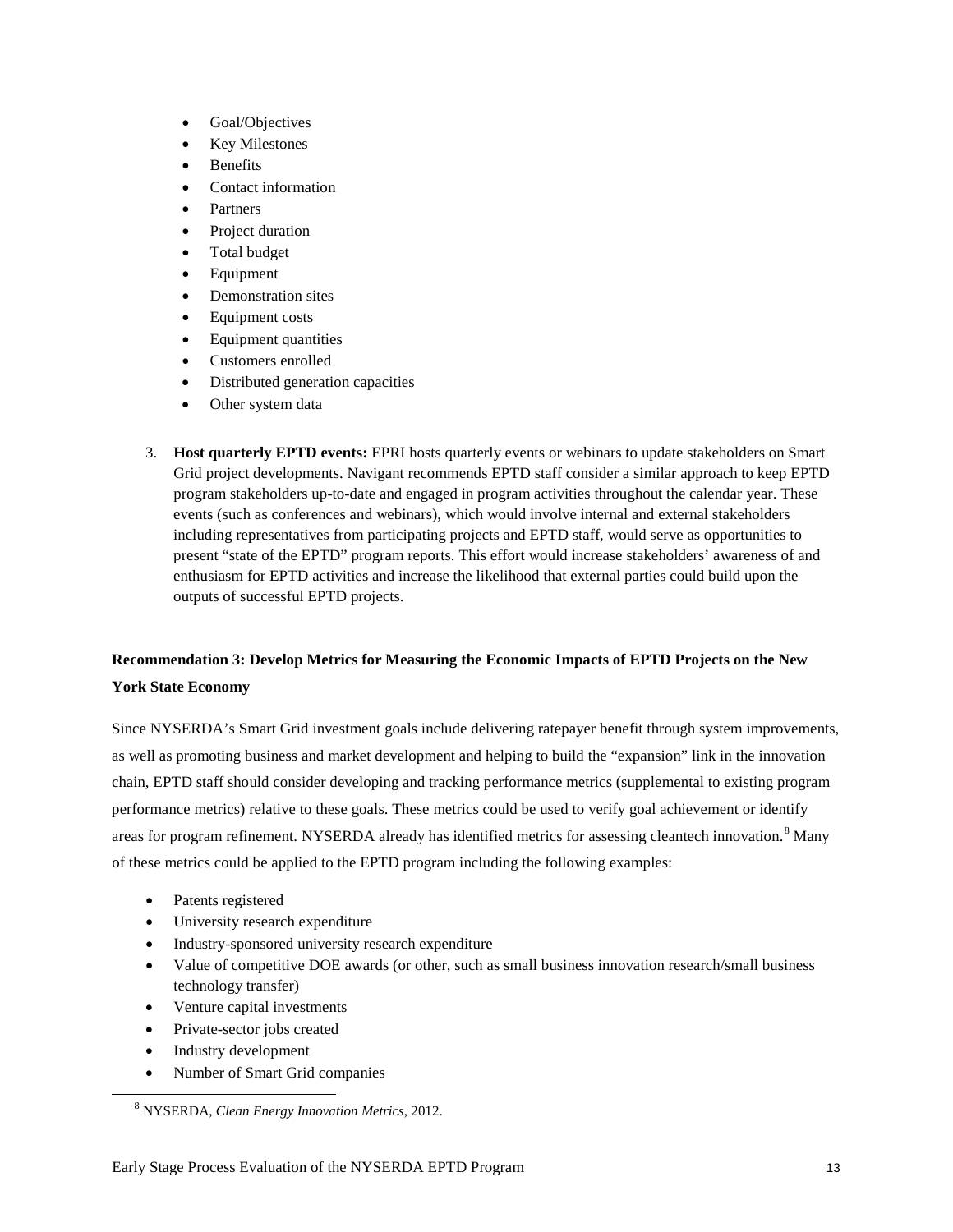- Goal/Objectives
- Key Milestones
- Benefits
- Contact information
- Partners
- Project duration
- Total budget
- Equipment
- Demonstration sites
- Equipment costs
- Equipment quantities
- Customers enrolled
- Distributed generation capacities
- Other system data

3. **Host quarterly EPTD events:** EPRI hosts quarterly events or webinars to update stakeholders on Smart Grid project developments. Navigant recommends EPTD staff consider a similar approach to keep EPTD program stakeholders up-to-date and engaged in program activities throughout the calendar year. These events (such as conferences and webinars), which would involve internal and external stakeholders including representatives from participating projects and EPTD staff, would serve as opportunities to present "state of the EPTD" program reports. This effort would increase stakeholders' awareness of and enthusiasm for EPTD activities and increase the likelihood that external parties could build upon the outputs of successful EPTD projects.

**Recommendation 3: Develop Metrics for Measuring the Economic Impacts of EPTD Projects on the New York State Economy**

Since NYSERDA's Smart Grid investment goals include delivering ratepayer benefit through system improvements, as well as promoting business and market development and helping to build the "expansion" link in the innovation chain, EPTD staff should consider developing and tracking performance metrics (supplemental to existing program performance metrics) relative to these goals. These metrics could be used to verify goal achievement or identify areas for program refinement. NYSERDA already has identified metrics for assessing cleantech innovation.[8] Many of these metrics could be applied to the EPTD program including the following examples:

- Patents registered
- University research expenditure
- Industry-sponsored university research expenditure
- Value of competitive DOE awards (or other, such as small business innovation research/small business technology transfer)
- Venture capital investments
- Private-sector jobs created
- Industry development
- Number of Smart Grid companies

[8] NYSERDA, *Clean Energy Innovation Metrics*, 2012.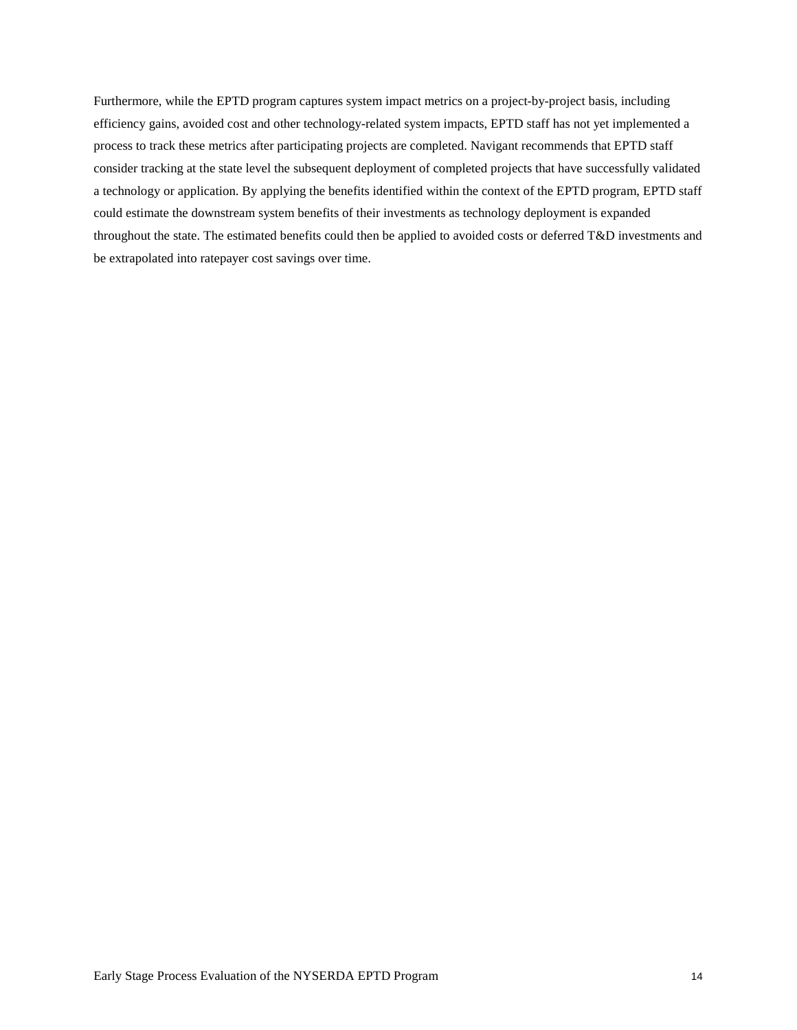Furthermore, while the EPTD program captures system impact metrics on a project-by-project basis, including efficiency gains, avoided cost and other technology-related system impacts, EPTD staff has not yet implemented a process to track these metrics after participating projects are completed. Navigant recommends that EPTD staff consider tracking at the state level the subsequent deployment of completed projects that have successfully validated a technology or application. By applying the benefits identified within the context of the EPTD program, EPTD staff could estimate the downstream system benefits of their investments as technology deployment is expanded throughout the state. The estimated benefits could then be applied to avoided costs or deferred T&D investments and be extrapolated into ratepayer cost savings over time.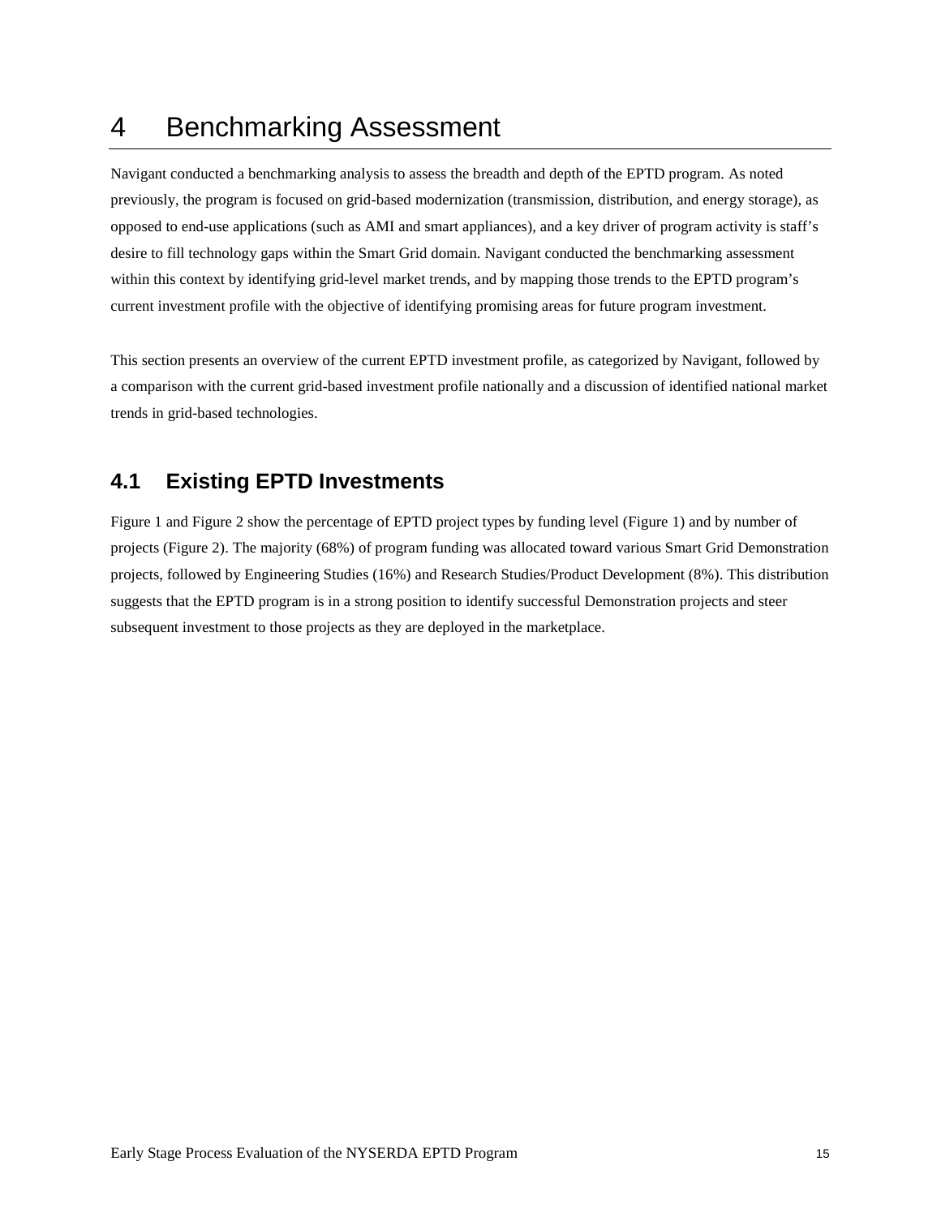# 4 Benchmarking Assessment

Navigant conducted a benchmarking analysis to assess the breadth and depth of the EPTD program. As noted previously, the program is focused on grid-based modernization (transmission, distribution, and energy storage), as opposed to end-use applications (such as AMI and smart appliances), and a key driver of program activity is staff's desire to fill technology gaps within the Smart Grid domain. Navigant conducted the benchmarking assessment within this context by identifying grid-level market trends, and by mapping those trends to the EPTD program's current investment profile with the objective of identifying promising areas for future program investment.

This section presents an overview of the current EPTD investment profile, as categorized by Navigant, followed by a comparison with the current grid-based investment profile nationally and a discussion of identified national market trends in grid-based technologies.

## 4.1 Existing EPTD Investments

Figure 1 and Figure 2 show the percentage of EPTD project types by funding level (Figure 1) and by number of projects (Figure 2). The majority (68%) of program funding was allocated toward various Smart Grid Demonstration projects, followed by Engineering Studies (16%) and Research Studies/Product Development (8%). This distribution suggests that the EPTD program is in a strong position to identify successful Demonstration projects and steer subsequent investment to those projects as they are deployed in the marketplace.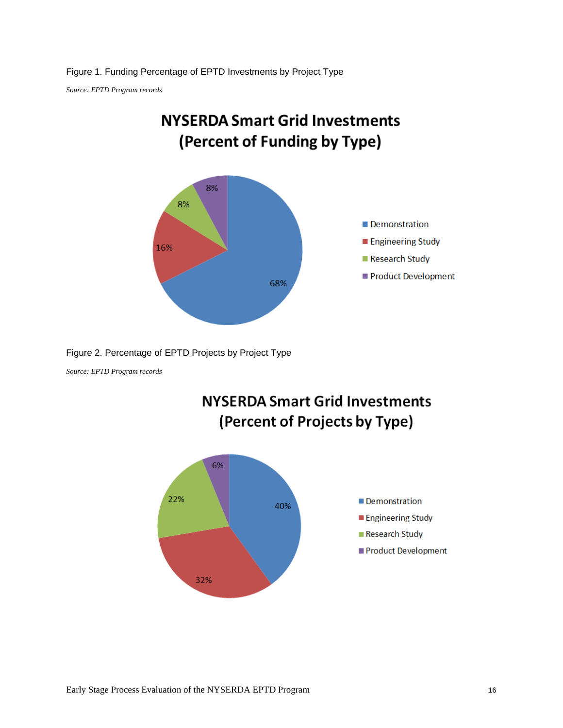Figure 1. Funding Percentage of EPTD Investments by Project Type

*Source: EPTD Program records*

**NYSERDA Smart Grid Investments (Percent of Funding by Type)**

| Project Type | Percent |
|---|---|
| Demonstration | 68% |
| Engineering Study | 16% |
| Research Study | 8% |
| Product Development | 8% |

Figure 2. Percentage of EPTD Projects by Project Type

*Source: EPTD Program records*

**NYSERDA Smart Grid Investments (Percent of Projects by Type)**

| Project Type | Percent |
|---|---|
| Demonstration | 40% |
| Engineering Study | 32% |
| Research Study | 22% |
| Product Development | 6% |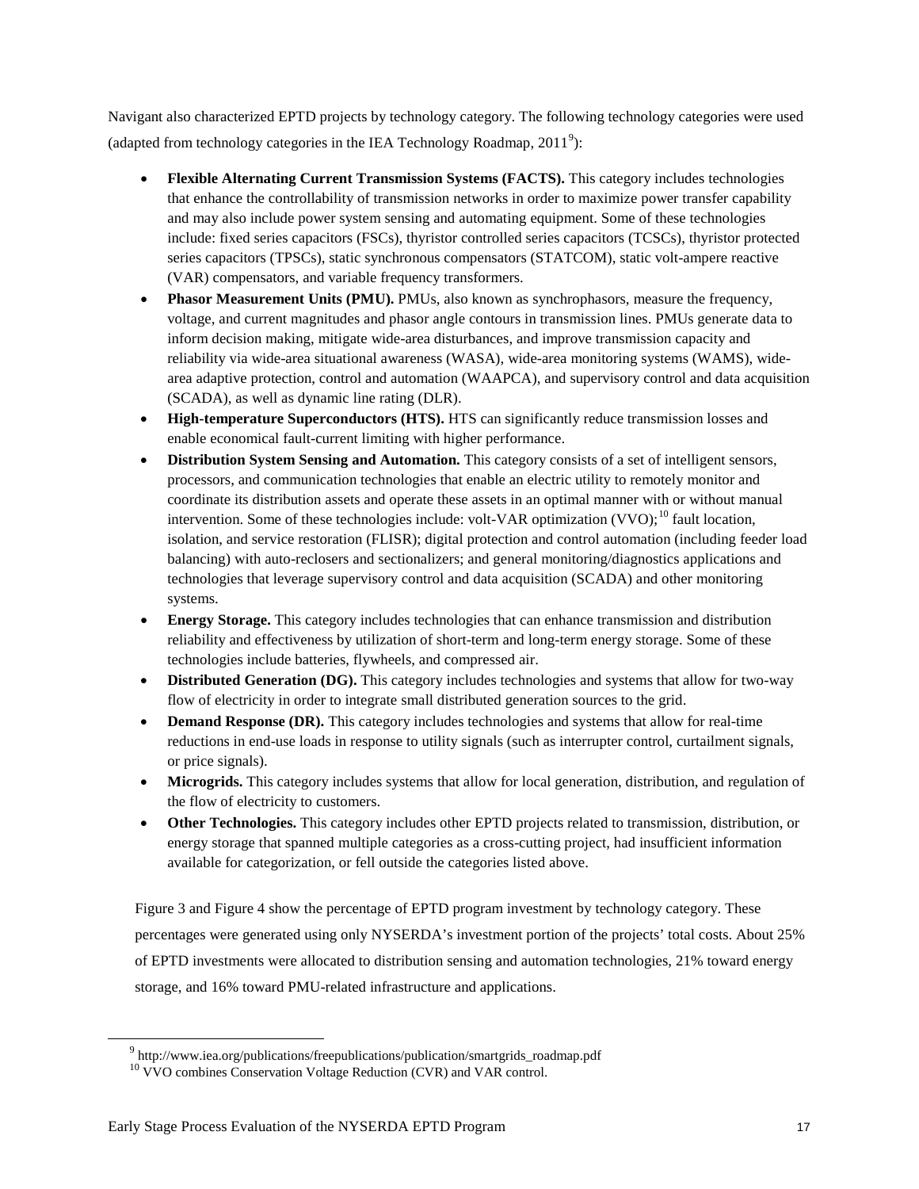Navigant also characterized EPTD projects by technology category. The following technology categories were used (adapted from technology categories in the IEA Technology Roadmap, 2011[9]):

- **Flexible Alternating Current Transmission Systems (FACTS).** This category includes technologies that enhance the controllability of transmission networks in order to maximize power transfer capability and may also include power system sensing and automating equipment. Some of these technologies include: fixed series capacitors (FSCs), thyristor controlled series capacitors (TCSCs), thyristor protected series capacitors (TPSCs), static synchronous compensators (STATCOM), static volt-ampere reactive (VAR) compensators, and variable frequency transformers.
- **Phasor Measurement Units (PMU).** PMUs, also known as synchrophasors, measure the frequency, voltage, and current magnitudes and phasor angle contours in transmission lines. PMUs generate data to inform decision making, mitigate wide-area disturbances, and improve transmission capacity and reliability via wide-area situational awareness (WASA), wide-area monitoring systems (WAMS), wide-area adaptive protection, control and automation (WAAPCA), and supervisory control and data acquisition (SCADA), as well as dynamic line rating (DLR).
- **High-temperature Superconductors (HTS).** HTS can significantly reduce transmission losses and enable economical fault-current limiting with higher performance.
- **Distribution System Sensing and Automation.** This category consists of a set of intelligent sensors, processors, and communication technologies that enable an electric utility to remotely monitor and coordinate its distribution assets and operate these assets in an optimal manner with or without manual intervention. Some of these technologies include: volt-VAR optimization (VVO);[10] fault location, isolation, and service restoration (FLISR); digital protection and control automation (including feeder load balancing) with auto-reclosers and sectionalizers; and general monitoring/diagnostics applications and technologies that leverage supervisory control and data acquisition (SCADA) and other monitoring systems.
- **Energy Storage.** This category includes technologies that can enhance transmission and distribution reliability and effectiveness by utilization of short-term and long-term energy storage. Some of these technologies include batteries, flywheels, and compressed air.
- **Distributed Generation (DG).** This category includes technologies and systems that allow for two-way flow of electricity in order to integrate small distributed generation sources to the grid.
- **Demand Response (DR).** This category includes technologies and systems that allow for real-time reductions in end-use loads in response to utility signals (such as interrupter control, curtailment signals, or price signals).
- **Microgrids.** This category includes systems that allow for local generation, distribution, and regulation of the flow of electricity to customers.
- **Other Technologies.** This category includes other EPTD projects related to transmission, distribution, or energy storage that spanned multiple categories as a cross-cutting project, had insufficient information available for categorization, or fell outside the categories listed above.

Figure 3 and Figure 4 show the percentage of EPTD program investment by technology category. These percentages were generated using only NYSERDA's investment portion of the projects' total costs. About 25% of EPTD investments were allocated to distribution sensing and automation technologies, 21% toward energy storage, and 16% toward PMU-related infrastructure and applications.

---

[9] http://www.iea.org/publications/freepublications/publication/smartgrids_roadmap.pdf

[10] VVO combines Conservation Voltage Reduction (CVR) and VAR control.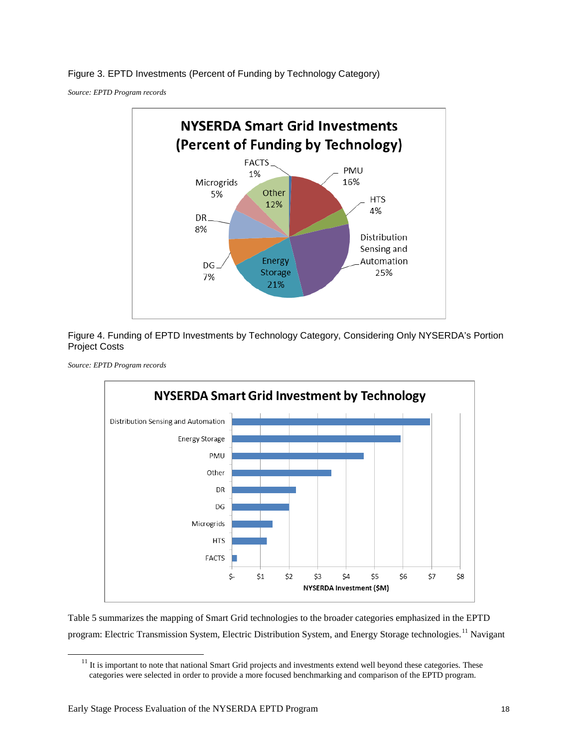Figure 3. EPTD Investments (Percent of Funding by Technology Category)

*Source: EPTD Program records*

Figure 4. Funding of EPTD Investments by Technology Category, Considering Only NYSERDA's Portion Project Costs

*Source: EPTD Program records*

Table 5 summarizes the mapping of Smart Grid technologies to the broader categories emphasized in the EPTD program: Electric Transmission System, Electric Distribution System, and Energy Storage technologies.[11] Navigant

[11] It is important to note that national Smart Grid projects and investments extend well beyond these categories. These categories were selected in order to provide a more focused benchmarking and comparison of the EPTD program.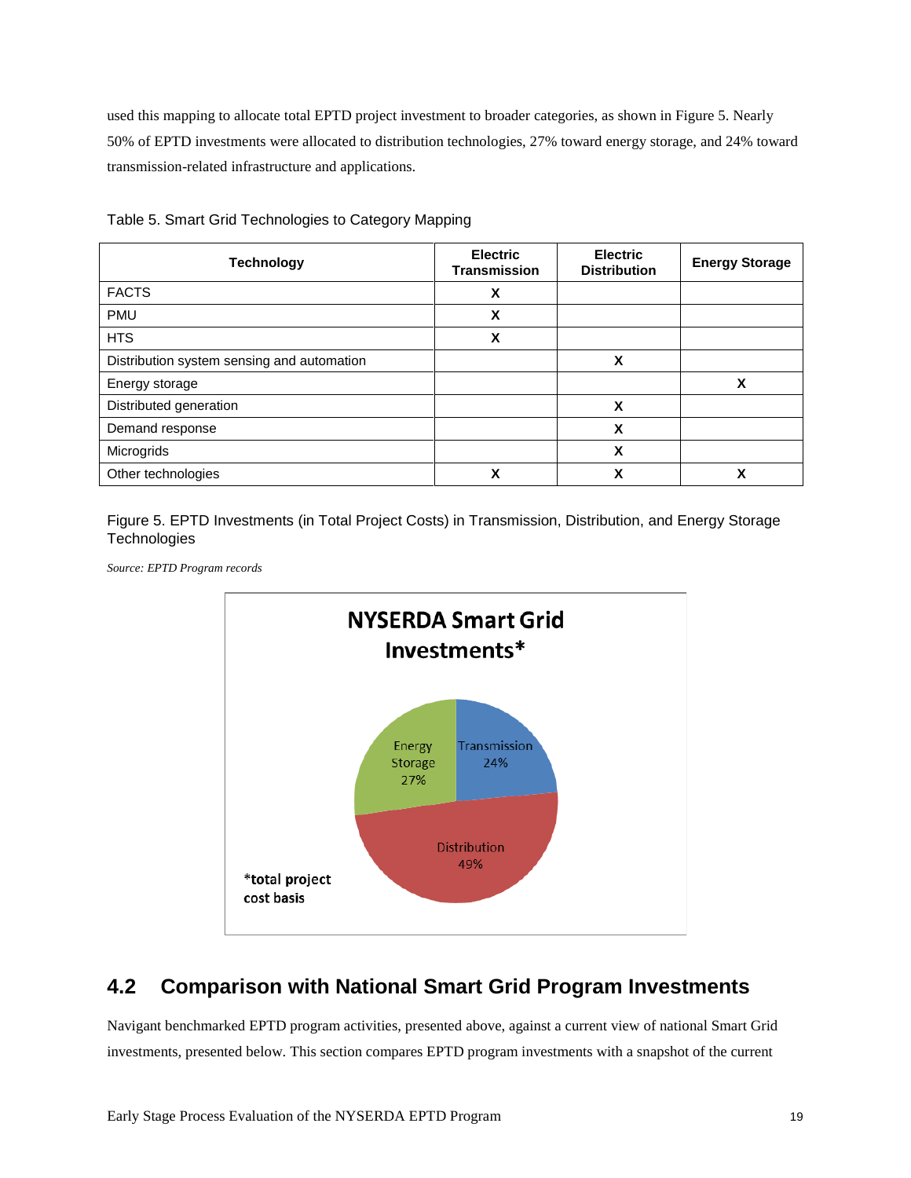used this mapping to allocate total EPTD project investment to broader categories, as shown in Figure 5. Nearly 50% of EPTD investments were allocated to distribution technologies, 27% toward energy storage, and 24% toward transmission-related infrastructure and applications.

Table 5. Smart Grid Technologies to Category Mapping

| Technology | Electric Transmission | Electric Distribution | Energy Storage |
|---|---|---|---|
| FACTS | X | | |
| PMU | X | | |
| HTS | X | | |
| Distribution system sensing and automation | | X | |
| Energy storage | | | X |
| Distributed generation | | X | |
| Demand response | | X | |
| Microgrids | | X | |
| Other technologies | X | X | X |

Figure 5. EPTD Investments (in Total Project Costs) in Transmission, Distribution, and Energy Storage Technologies

*Source: EPTD Program records*

**NYSERDA Smart Grid Investments***

- Transmission 24%
- Distribution 49%
- Energy Storage 27%

*total project cost basis

## 4.2 Comparison with National Smart Grid Program Investments

Navigant benchmarked EPTD program activities, presented above, against a current view of national Smart Grid investments, presented below. This section compares EPTD program investments with a snapshot of the current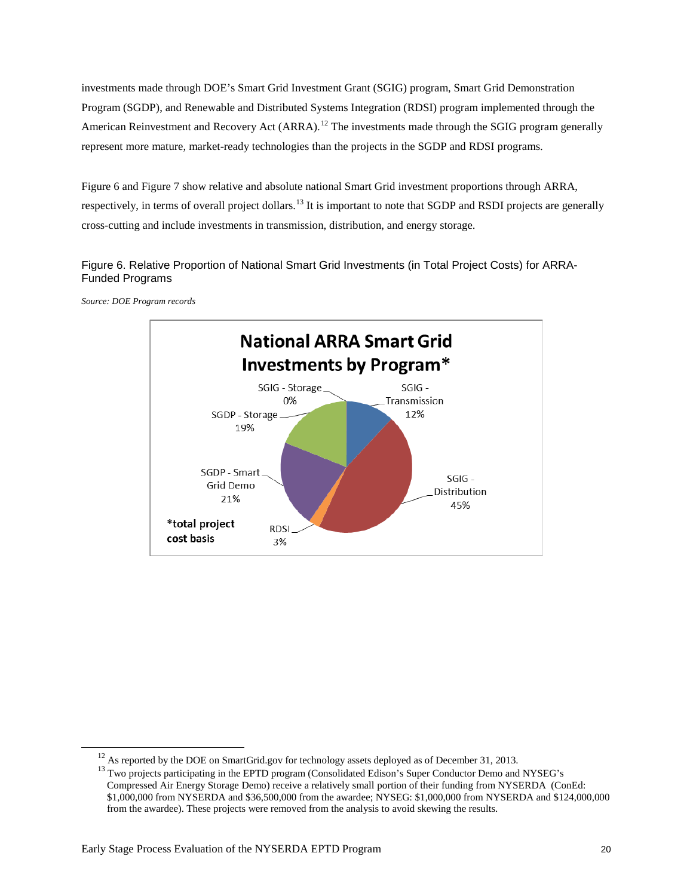investments made through DOE's Smart Grid Investment Grant (SGIG) program, Smart Grid Demonstration Program (SGDP), and Renewable and Distributed Systems Integration (RDSI) program implemented through the American Reinvestment and Recovery Act (ARRA).[12] The investments made through the SGIG program generally represent more mature, market-ready technologies than the projects in the SGDP and RDSI programs.

Figure 6 and Figure 7 show relative and absolute national Smart Grid investment proportions through ARRA, respectively, in terms of overall project dollars.[13] It is important to note that SGDP and RSDI projects are generally cross-cutting and include investments in transmission, distribution, and energy storage.

Figure 6. Relative Proportion of National Smart Grid Investments (in Total Project Costs) for ARRA-Funded Programs

*Source: DOE Program records*

**National ARRA Smart Grid Investments by Program***

| Program | Share |
|---|---|
| SGIG - Storage | 0% |
| SGIG - Transmission | 12% |
| SGIG - Distribution | 45% |
| RDSI | 3% |
| SGDP - Smart Grid Demo | 21% |
| SGDP - Storage | 19% |

*total project cost basis

---

[12] As reported by the DOE on SmartGrid.gov for technology assets deployed as of December 31, 2013.

[13] Two projects participating in the EPTD program (Consolidated Edison's Super Conductor Demo and NYSEG's Compressed Air Energy Storage Demo) receive a relatively small portion of their funding from NYSERDA (ConEd: $1,000,000 from NYSERDA and $36,500,000 from the awardee; NYSEG: $1,000,000 from NYSERDA and $124,000,000 from the awardee). These projects were removed from the analysis to avoid skewing the results.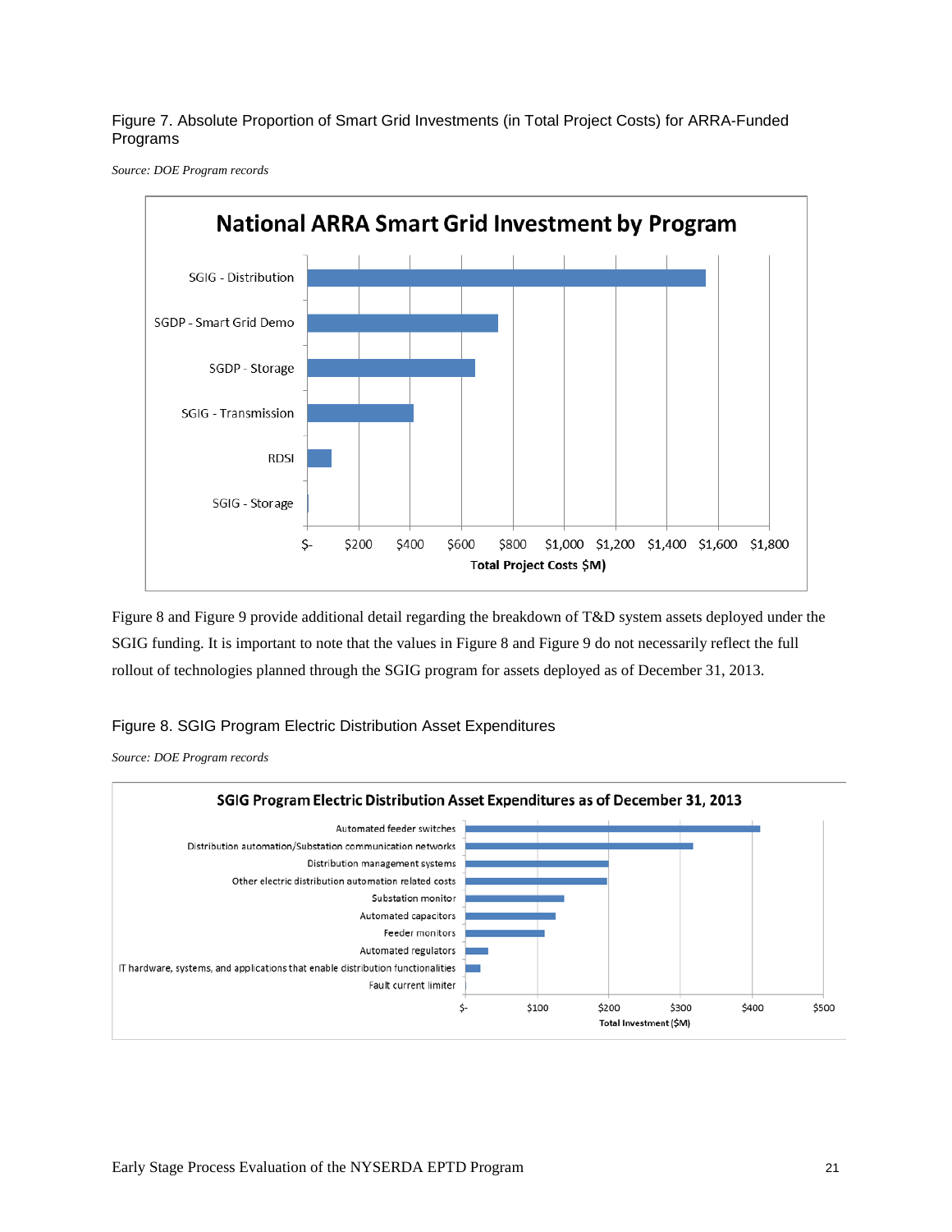Figure 7. Absolute Proportion of Smart Grid Investments (in Total Project Costs) for ARRA-Funded Programs

*Source: DOE Program records*

Figure 8 and Figure 9 provide additional detail regarding the breakdown of T&D system assets deployed under the SGIG funding. It is important to note that the values in Figure 8 and Figure 9 do not necessarily reflect the full rollout of technologies planned through the SGIG program for assets deployed as of December 31, 2013.

Figure 8. SGIG Program Electric Distribution Asset Expenditures

*Source: DOE Program records*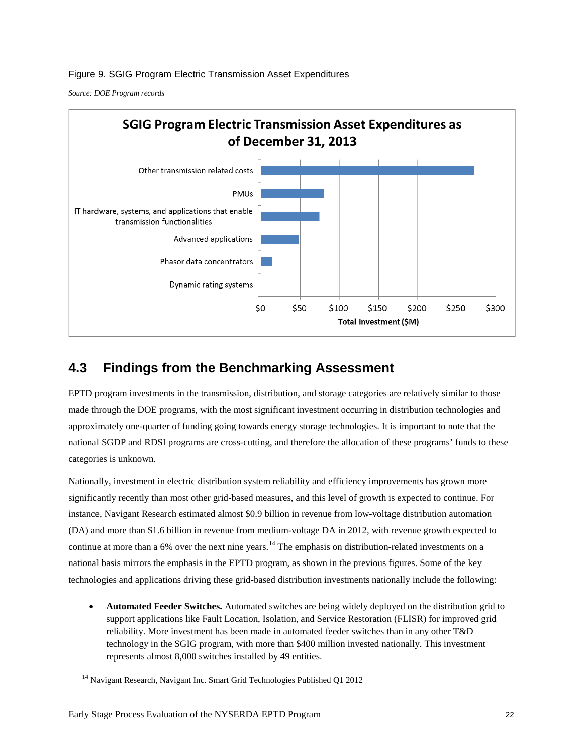Figure 9. SGIG Program Electric Transmission Asset Expenditures

*Source: DOE Program records*

**SGIG Program Electric Transmission Asset Expenditures as of December 31, 2013**

| Category | Total Investment ($M) |
| --- | --- |
| Other transmission related costs | ~$272 |
| PMUs | ~$80 |
| IT hardware, systems, and applications that enable transmission functionalities | ~$75 |
| Advanced applications | ~$48 |
| Phasor data concentrators | ~$14 |
| Dynamic rating systems | ~$0 |

## 4.3 Findings from the Benchmarking Assessment

EPTD program investments in the transmission, distribution, and storage categories are relatively similar to those made through the DOE programs, with the most significant investment occurring in distribution technologies and approximately one-quarter of funding going towards energy storage technologies. It is important to note that the national SGDP and RDSI programs are cross-cutting, and therefore the allocation of these programs' funds to these categories is unknown.

Nationally, investment in electric distribution system reliability and efficiency improvements has grown more significantly recently than most other grid-based measures, and this level of growth is expected to continue. For instance, Navigant Research estimated almost $0.9 billion in revenue from low-voltage distribution automation (DA) and more than $1.6 billion in revenue from medium-voltage DA in 2012, with revenue growth expected to continue at more than a 6% over the next nine years.[14] The emphasis on distribution-related investments on a national basis mirrors the emphasis in the EPTD program, as shown in the previous figures. Some of the key technologies and applications driving these grid-based distribution investments nationally include the following:

- **Automated Feeder Switches.** Automated switches are being widely deployed on the distribution grid to support applications like Fault Location, Isolation, and Service Restoration (FLISR) for improved grid reliability. More investment has been made in automated feeder switches than in any other T&D technology in the SGIG program, with more than $400 million invested nationally. This investment represents almost 8,000 switches installed by 49 entities.

[14] Navigant Research, Navigant Inc. Smart Grid Technologies Published Q1 2012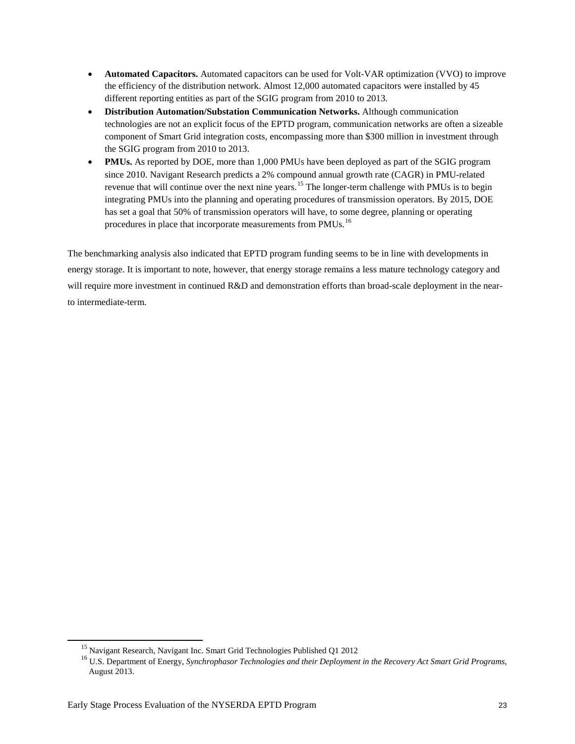- **Automated Capacitors.** Automated capacitors can be used for Volt-VAR optimization (VVO) to improve the efficiency of the distribution network. Almost 12,000 automated capacitors were installed by 45 different reporting entities as part of the SGIG program from 2010 to 2013.
- **Distribution Automation/Substation Communication Networks.** Although communication technologies are not an explicit focus of the EPTD program, communication networks are often a sizeable component of Smart Grid integration costs, encompassing more than $300 million in investment through the SGIG program from 2010 to 2013.
- **PMUs.** As reported by DOE, more than 1,000 PMUs have been deployed as part of the SGIG program since 2010. Navigant Research predicts a 2% compound annual growth rate (CAGR) in PMU-related revenue that will continue over the next nine years.[15] The longer-term challenge with PMUs is to begin integrating PMUs into the planning and operating procedures of transmission operators. By 2015, DOE has set a goal that 50% of transmission operators will have, to some degree, planning or operating procedures in place that incorporate measurements from PMUs.[16]

The benchmarking analysis also indicated that EPTD program funding seems to be in line with developments in energy storage. It is important to note, however, that energy storage remains a less mature technology category and will require more investment in continued R&D and demonstration efforts than broad-scale deployment in the near- to intermediate-term.

[15] Navigant Research, Navigant Inc. Smart Grid Technologies Published Q1 2012

[16] U.S. Department of Energy, *Synchrophasor Technologies and their Deployment in the Recovery Act Smart Grid Programs*, August 2013.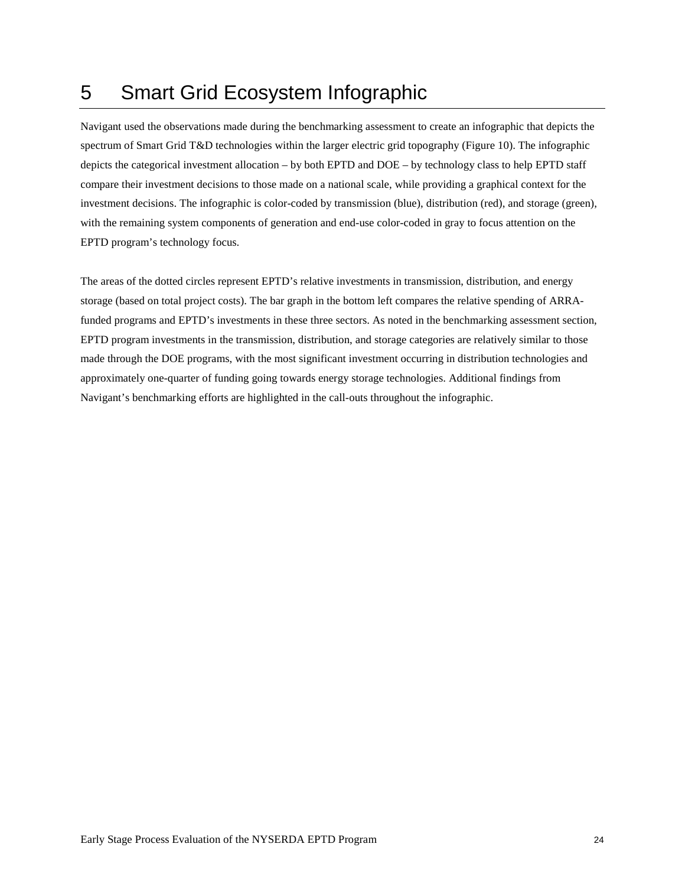# 5 Smart Grid Ecosystem Infographic

Navigant used the observations made during the benchmarking assessment to create an infographic that depicts the spectrum of Smart Grid T&D technologies within the larger electric grid topography (Figure 10). The infographic depicts the categorical investment allocation – by both EPTD and DOE – by technology class to help EPTD staff compare their investment decisions to those made on a national scale, while providing a graphical context for the investment decisions. The infographic is color-coded by transmission (blue), distribution (red), and storage (green), with the remaining system components of generation and end-use color-coded in gray to focus attention on the EPTD program's technology focus.

The areas of the dotted circles represent EPTD's relative investments in transmission, distribution, and energy storage (based on total project costs). The bar graph in the bottom left compares the relative spending of ARRA-funded programs and EPTD's investments in these three sectors. As noted in the benchmarking assessment section, EPTD program investments in the transmission, distribution, and storage categories are relatively similar to those made through the DOE programs, with the most significant investment occurring in distribution technologies and approximately one-quarter of funding going towards energy storage technologies. Additional findings from Navigant's benchmarking efforts are highlighted in the call-outs throughout the infographic.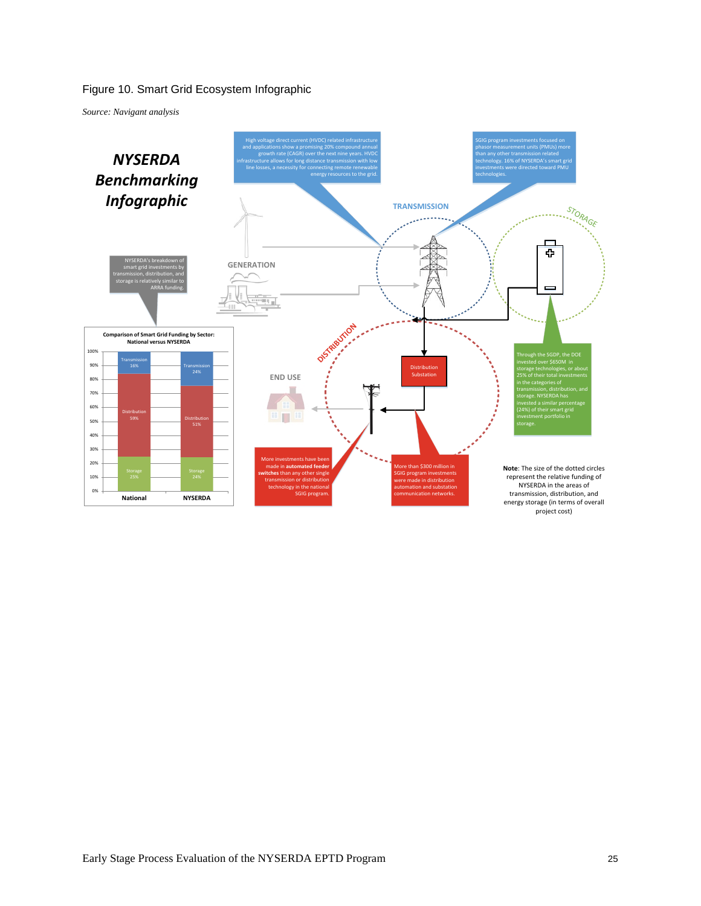Figure 10. Smart Grid Ecosystem Infographic

*Source: Navigant analysis*

## *NYSERDA Benchmarking Infographic*

High voltage direct current (HVDC) related infrastructure and applications show a promising 20% compound annual growth rate (CAGR) over the next nine years. HVDC infrastructure allows for long distance transmission with low line losses, a necessity for connecting remote renewable energy resources to the grid.

SGIG program investments focused on phasor measurement units (PMUs) more than any other transmission related technology. 16% of NYSERDA's smart grid investments were directed toward PMU technologies.

TRANSMISSION

STORAGE

GENERATION

NYSERDA's breakdown of smart grid investments by transmission, distribution, and storage is relatively similar to ARRA funding.

**Comparison of Smart Grid Funding by Sector: National versus NYSERDA**

| Sector | National | NYSERDA |
|---|---|---|
| Transmission | 16% | 24% |
| Distribution | 59% | 51% |
| Storage | 25% | 24% |

DISTRIBUTION

END USE

Distribution Substation

Through the SGDP, the DOE invested over $650M in storage technologies, or about 25% of their total investments in the categories of transmission, distribution, and storage. NYSERDA has invested a similar percentage (24%) of their smart grid investment portfolio in storage.

More investments have been made in **automated feeder switches** than any other single transmission or distribution technology in the national SGIG program.

More than $300 million in SGIG program investments were made in distribution automation and substation communication networks.

**Note**: The size of the dotted circles represent the relative funding of NYSERDA in the areas of transmission, distribution, and energy storage (in terms of overall project cost)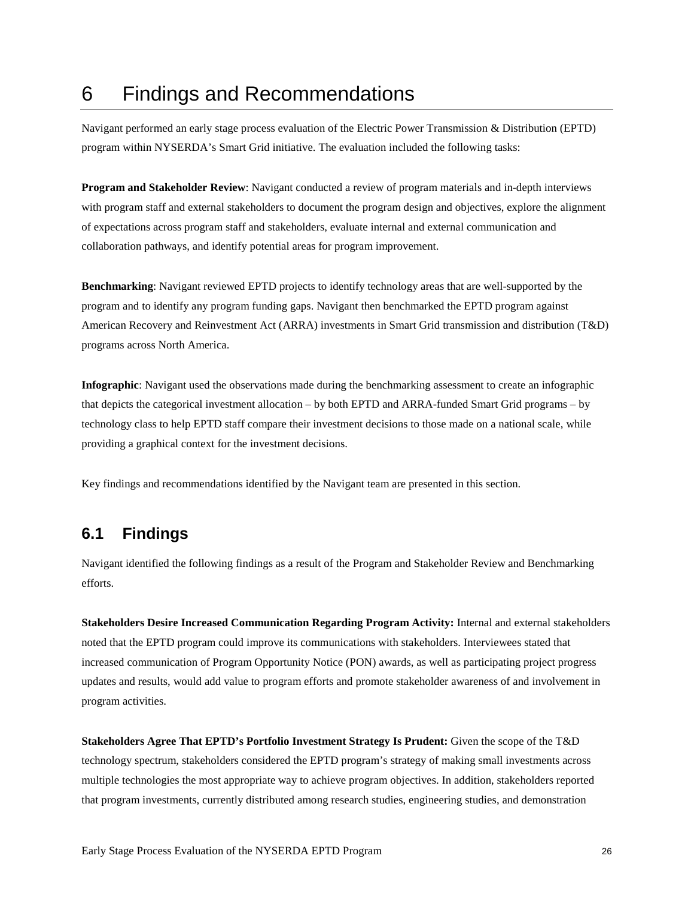# 6 Findings and Recommendations

Navigant performed an early stage process evaluation of the Electric Power Transmission & Distribution (EPTD) program within NYSERDA's Smart Grid initiative. The evaluation included the following tasks:

**Program and Stakeholder Review**: Navigant conducted a review of program materials and in-depth interviews with program staff and external stakeholders to document the program design and objectives, explore the alignment of expectations across program staff and stakeholders, evaluate internal and external communication and collaboration pathways, and identify potential areas for program improvement.

**Benchmarking**: Navigant reviewed EPTD projects to identify technology areas that are well-supported by the program and to identify any program funding gaps. Navigant then benchmarked the EPTD program against American Recovery and Reinvestment Act (ARRA) investments in Smart Grid transmission and distribution (T&D) programs across North America.

**Infographic**: Navigant used the observations made during the benchmarking assessment to create an infographic that depicts the categorical investment allocation – by both EPTD and ARRA-funded Smart Grid programs – by technology class to help EPTD staff compare their investment decisions to those made on a national scale, while providing a graphical context for the investment decisions.

Key findings and recommendations identified by the Navigant team are presented in this section.

## 6.1 Findings

Navigant identified the following findings as a result of the Program and Stakeholder Review and Benchmarking efforts.

**Stakeholders Desire Increased Communication Regarding Program Activity:** Internal and external stakeholders noted that the EPTD program could improve its communications with stakeholders. Interviewees stated that increased communication of Program Opportunity Notice (PON) awards, as well as participating project progress updates and results, would add value to program efforts and promote stakeholder awareness of and involvement in program activities.

**Stakeholders Agree That EPTD's Portfolio Investment Strategy Is Prudent:** Given the scope of the T&D technology spectrum, stakeholders considered the EPTD program's strategy of making small investments across multiple technologies the most appropriate way to achieve program objectives. In addition, stakeholders reported that program investments, currently distributed among research studies, engineering studies, and demonstration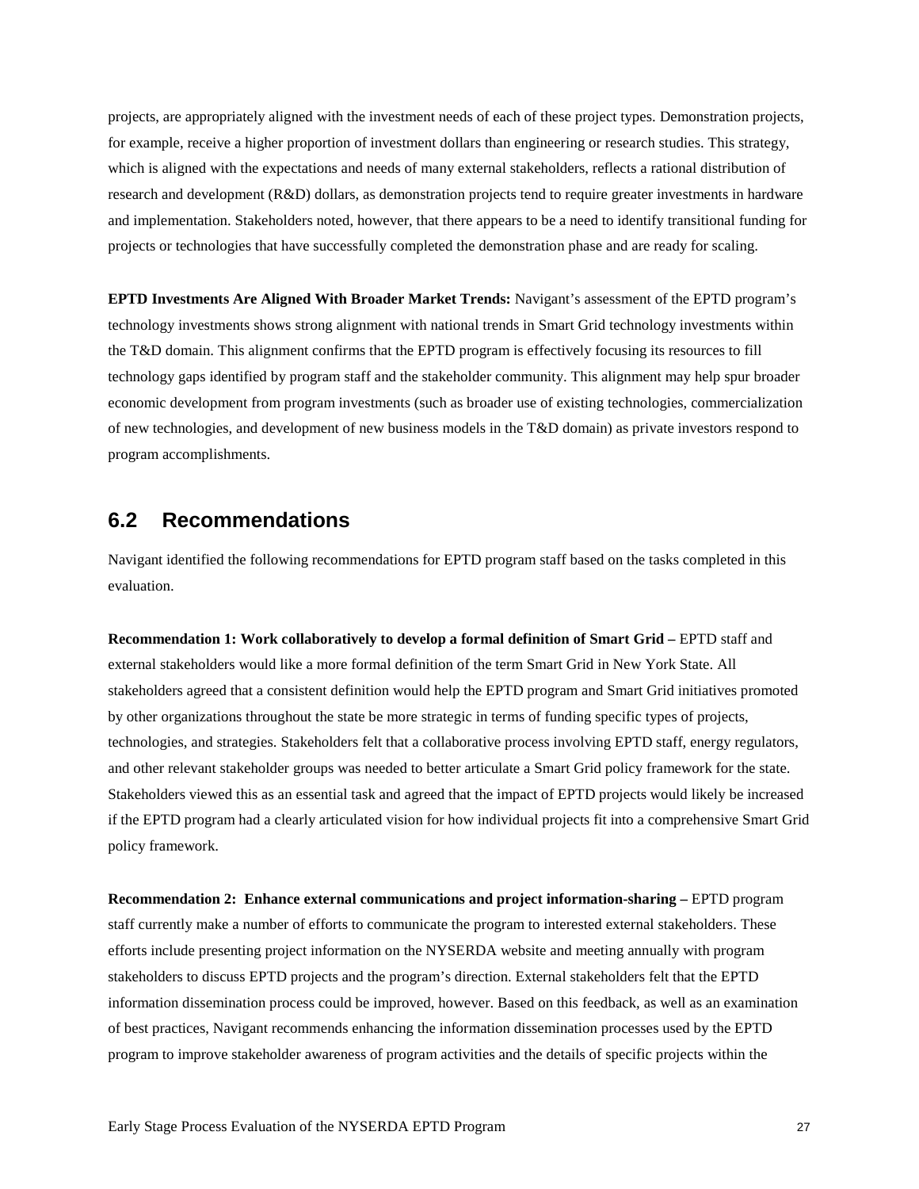projects, are appropriately aligned with the investment needs of each of these project types. Demonstration projects, for example, receive a higher proportion of investment dollars than engineering or research studies. This strategy, which is aligned with the expectations and needs of many external stakeholders, reflects a rational distribution of research and development (R&D) dollars, as demonstration projects tend to require greater investments in hardware and implementation. Stakeholders noted, however, that there appears to be a need to identify transitional funding for projects or technologies that have successfully completed the demonstration phase and are ready for scaling.

**EPTD Investments Are Aligned With Broader Market Trends:** Navigant's assessment of the EPTD program's technology investments shows strong alignment with national trends in Smart Grid technology investments within the T&D domain. This alignment confirms that the EPTD program is effectively focusing its resources to fill technology gaps identified by program staff and the stakeholder community. This alignment may help spur broader economic development from program investments (such as broader use of existing technologies, commercialization of new technologies, and development of new business models in the T&D domain) as private investors respond to program accomplishments.

## 6.2 Recommendations

Navigant identified the following recommendations for EPTD program staff based on the tasks completed in this evaluation.

**Recommendation 1: Work collaboratively to develop a formal definition of Smart Grid –** EPTD staff and external stakeholders would like a more formal definition of the term Smart Grid in New York State. All stakeholders agreed that a consistent definition would help the EPTD program and Smart Grid initiatives promoted by other organizations throughout the state be more strategic in terms of funding specific types of projects, technologies, and strategies. Stakeholders felt that a collaborative process involving EPTD staff, energy regulators, and other relevant stakeholder groups was needed to better articulate a Smart Grid policy framework for the state. Stakeholders viewed this as an essential task and agreed that the impact of EPTD projects would likely be increased if the EPTD program had a clearly articulated vision for how individual projects fit into a comprehensive Smart Grid policy framework.

**Recommendation 2: Enhance external communications and project information-sharing –** EPTD program staff currently make a number of efforts to communicate the program to interested external stakeholders. These efforts include presenting project information on the NYSERDA website and meeting annually with program stakeholders to discuss EPTD projects and the program's direction. External stakeholders felt that the EPTD information dissemination process could be improved, however. Based on this feedback, as well as an examination of best practices, Navigant recommends enhancing the information dissemination processes used by the EPTD program to improve stakeholder awareness of program activities and the details of specific projects within the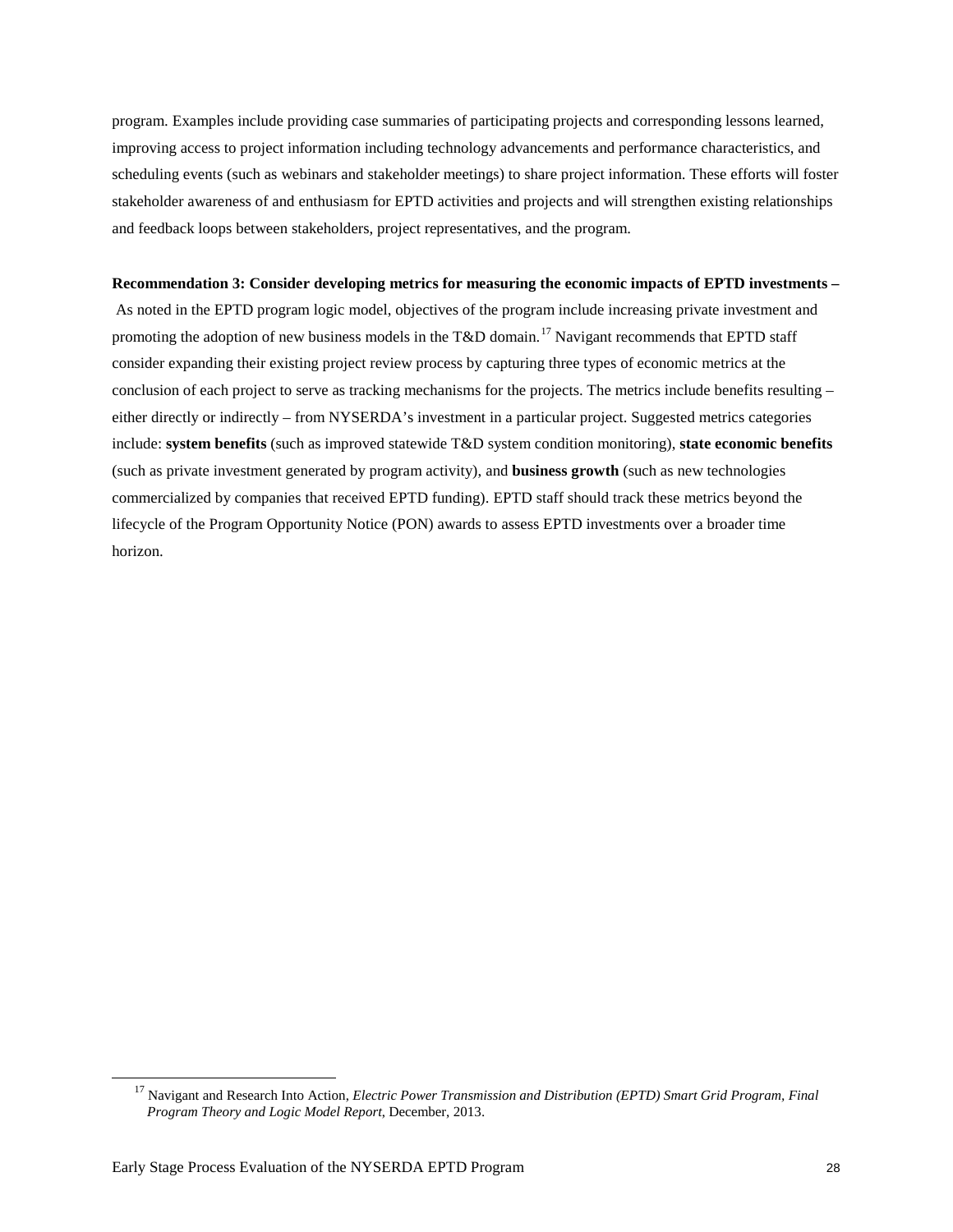program. Examples include providing case summaries of participating projects and corresponding lessons learned, improving access to project information including technology advancements and performance characteristics, and scheduling events (such as webinars and stakeholder meetings) to share project information. These efforts will foster stakeholder awareness of and enthusiasm for EPTD activities and projects and will strengthen existing relationships and feedback loops between stakeholders, project representatives, and the program.

**Recommendation 3: Consider developing metrics for measuring the economic impacts of EPTD investments –** As noted in the EPTD program logic model, objectives of the program include increasing private investment and promoting the adoption of new business models in the T&D domain.[17] Navigant recommends that EPTD staff consider expanding their existing project review process by capturing three types of economic metrics at the conclusion of each project to serve as tracking mechanisms for the projects. The metrics include benefits resulting – either directly or indirectly – from NYSERDA's investment in a particular project. Suggested metrics categories include: **system benefits** (such as improved statewide T&D system condition monitoring), **state economic benefits** (such as private investment generated by program activity), and **business growth** (such as new technologies commercialized by companies that received EPTD funding). EPTD staff should track these metrics beyond the lifecycle of the Program Opportunity Notice (PON) awards to assess EPTD investments over a broader time horizon.

[17] Navigant and Research Into Action, *Electric Power Transmission and Distribution (EPTD) Smart Grid Program, Final Program Theory and Logic Model Report*, December, 2013.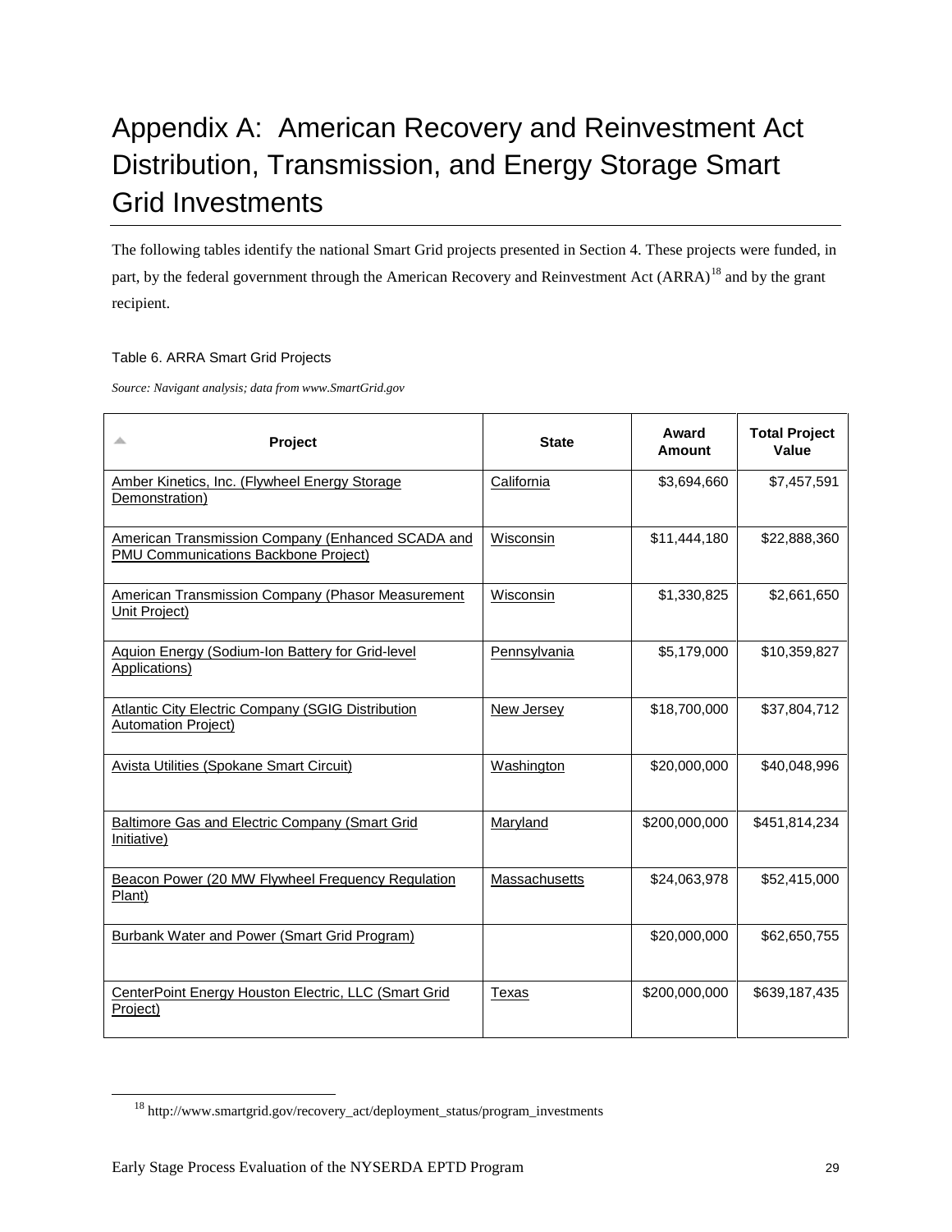# Appendix A: American Recovery and Reinvestment Act Distribution, Transmission, and Energy Storage Smart Grid Investments

The following tables identify the national Smart Grid projects presented in Section 4. These projects were funded, in part, by the federal government through the American Recovery and Reinvestment Act (ARRA)[18] and by the grant recipient.

Table 6. ARRA Smart Grid Projects

*Source: Navigant analysis; data from www.SmartGrid.gov*

| Project | State | Award Amount | Total Project Value |
|---|---|---|---|
| Amber Kinetics, Inc. (Flywheel Energy Storage Demonstration) | California | \$3,694,660 | \$7,457,591 |
| American Transmission Company (Enhanced SCADA and PMU Communications Backbone Project) | Wisconsin | \$11,444,180 | \$22,888,360 |
| American Transmission Company (Phasor Measurement Unit Project) | Wisconsin | \$1,330,825 | \$2,661,650 |
| Aquion Energy (Sodium-Ion Battery for Grid-level Applications) | Pennsylvania | \$5,179,000 | \$10,359,827 |
| Atlantic City Electric Company (SGIG Distribution Automation Project) | New Jersey | \$18,700,000 | \$37,804,712 |
| Avista Utilities (Spokane Smart Circuit) | Washington | \$20,000,000 | \$40,048,996 |
| Baltimore Gas and Electric Company (Smart Grid Initiative) | Maryland | \$200,000,000 | \$451,814,234 |
| Beacon Power (20 MW Flywheel Frequency Regulation Plant) | Massachusetts | \$24,063,978 | \$52,415,000 |
| Burbank Water and Power (Smart Grid Program) | | \$20,000,000 | \$62,650,755 |
| CenterPoint Energy Houston Electric, LLC (Smart Grid Project) | Texas | \$200,000,000 | \$639,187,435 |

[18] http://www.smartgrid.gov/recovery_act/deployment_status/program_investments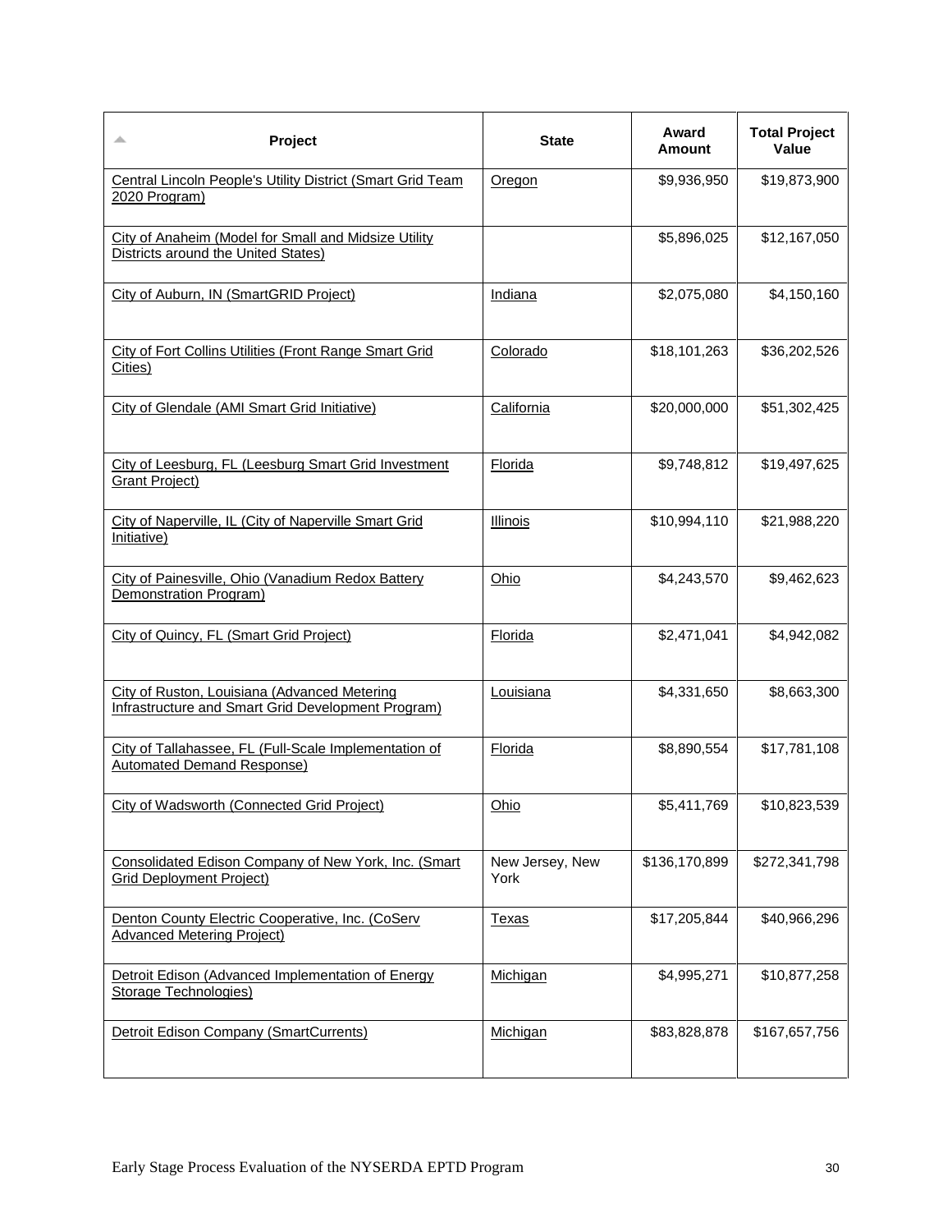| Project | State | Award Amount | Total Project Value |
|---|---|---|---|
| Central Lincoln People's Utility District (Smart Grid Team 2020 Program) | Oregon | $9,936,950 | $19,873,900 |
| City of Anaheim (Model for Small and Midsize Utility Districts around the United States) | | $5,896,025 | $12,167,050 |
| City of Auburn, IN (SmartGRID Project) | Indiana | $2,075,080 | $4,150,160 |
| City of Fort Collins Utilities (Front Range Smart Grid Cities) | Colorado | $18,101,263 | $36,202,526 |
| City of Glendale (AMI Smart Grid Initiative) | California | $20,000,000 | $51,302,425 |
| City of Leesburg, FL (Leesburg Smart Grid Investment Grant Project) | Florida | $9,748,812 | $19,497,625 |
| City of Naperville, IL (City of Naperville Smart Grid Initiative) | Illinois | $10,994,110 | $21,988,220 |
| City of Painesville, Ohio (Vanadium Redox Battery Demonstration Program) | Ohio | $4,243,570 | $9,462,623 |
| City of Quincy, FL (Smart Grid Project) | Florida | $2,471,041 | $4,942,082 |
| City of Ruston, Louisiana (Advanced Metering Infrastructure and Smart Grid Development Program) | Louisiana | $4,331,650 | $8,663,300 |
| City of Tallahassee, FL (Full-Scale Implementation of Automated Demand Response) | Florida | $8,890,554 | $17,781,108 |
| City of Wadsworth (Connected Grid Project) | Ohio | $5,411,769 | $10,823,539 |
| Consolidated Edison Company of New York, Inc. (Smart Grid Deployment Project) | New Jersey, New York | $136,170,899 | $272,341,798 |
| Denton County Electric Cooperative, Inc. (CoServ Advanced Metering Project) | Texas | $17,205,844 | $40,966,296 |
| Detroit Edison (Advanced Implementation of Energy Storage Technologies) | Michigan | $4,995,271 | $10,877,258 |
| Detroit Edison Company (SmartCurrents) | Michigan | $83,828,878 | $167,657,756 |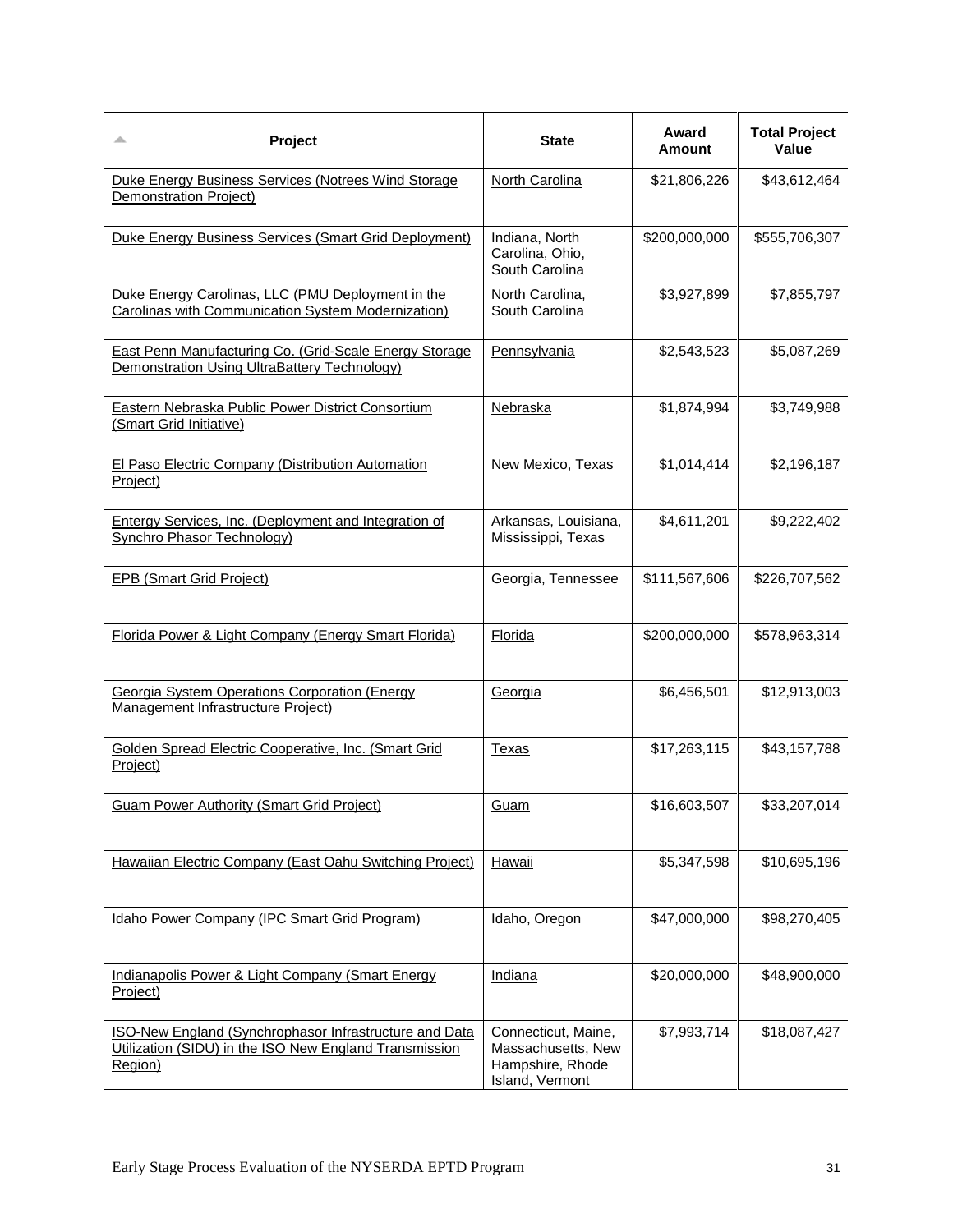| Project | State | Award Amount | Total Project Value |
|---|---|---|---|
| Duke Energy Business Services (Notrees Wind Storage Demonstration Project) | North Carolina | $21,806,226 | $43,612,464 |
| Duke Energy Business Services (Smart Grid Deployment) | Indiana, North Carolina, Ohio, South Carolina | $200,000,000 | $555,706,307 |
| Duke Energy Carolinas, LLC (PMU Deployment in the Carolinas with Communication System Modernization) | North Carolina, South Carolina | $3,927,899 | $7,855,797 |
| East Penn Manufacturing Co. (Grid-Scale Energy Storage Demonstration Using UltraBattery Technology) | Pennsylvania | $2,543,523 | $5,087,269 |
| Eastern Nebraska Public Power District Consortium (Smart Grid Initiative) | Nebraska | $1,874,994 | $3,749,988 |
| El Paso Electric Company (Distribution Automation Project) | New Mexico, Texas | $1,014,414 | $2,196,187 |
| Entergy Services, Inc. (Deployment and Integration of Synchro Phasor Technology) | Arkansas, Louisiana, Mississippi, Texas | $4,611,201 | $9,222,402 |
| EPB (Smart Grid Project) | Georgia, Tennessee | $111,567,606 | $226,707,562 |
| Florida Power & Light Company (Energy Smart Florida) | Florida | $200,000,000 | $578,963,314 |
| Georgia System Operations Corporation (Energy Management Infrastructure Project) | Georgia | $6,456,501 | $12,913,003 |
| Golden Spread Electric Cooperative, Inc. (Smart Grid Project) | Texas | $17,263,115 | $43,157,788 |
| Guam Power Authority (Smart Grid Project) | Guam | $16,603,507 | $33,207,014 |
| Hawaiian Electric Company (East Oahu Switching Project) | Hawaii | $5,347,598 | $10,695,196 |
| Idaho Power Company (IPC Smart Grid Program) | Idaho, Oregon | $47,000,000 | $98,270,405 |
| Indianapolis Power & Light Company (Smart Energy Project) | Indiana | $20,000,000 | $48,900,000 |
| ISO-New England (Synchrophasor Infrastructure and Data Utilization (SIDU) in the ISO New England Transmission Region) | Connecticut, Maine, Massachusetts, New Hampshire, Rhode Island, Vermont | $7,993,714 | $18,087,427 |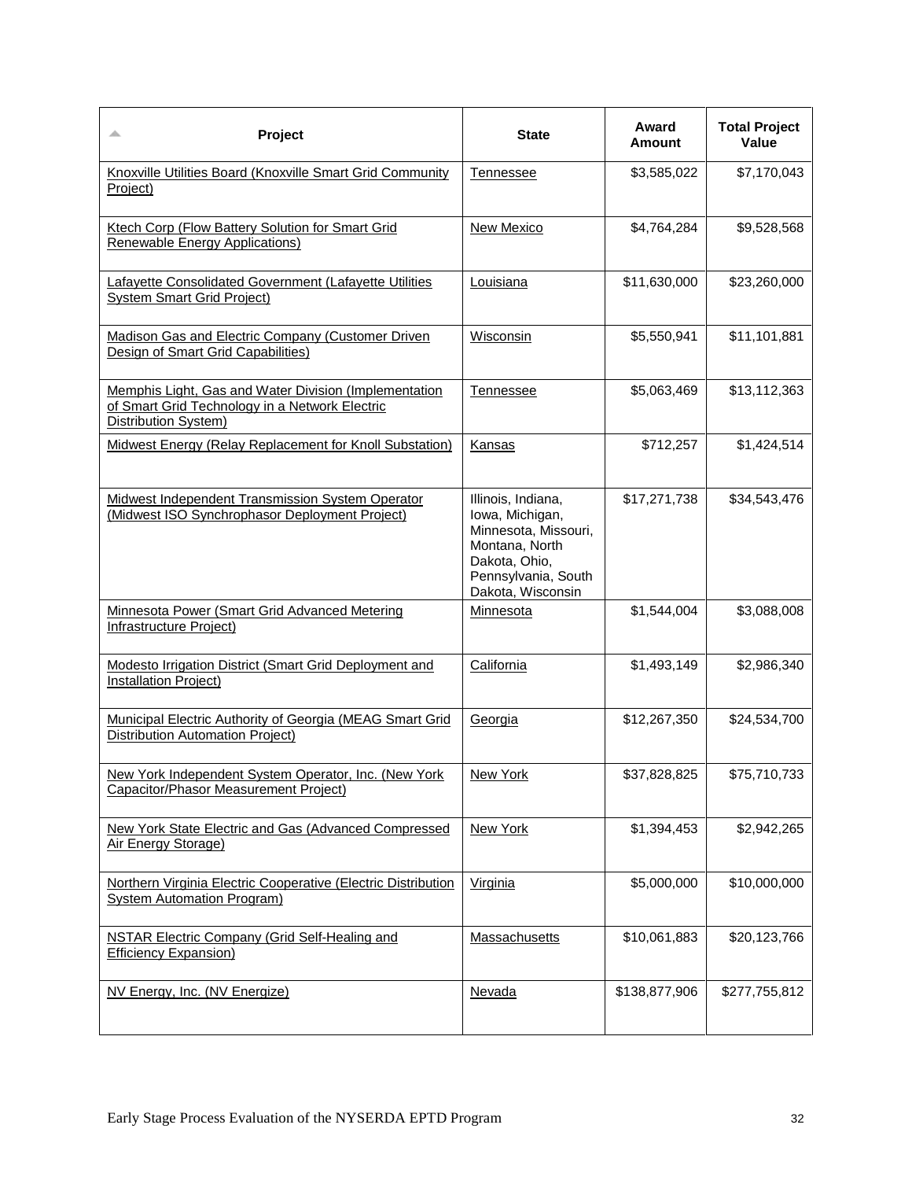| Project | State | Award Amount | Total Project Value |
|---|---|---|---|
| Knoxville Utilities Board (Knoxville Smart Grid Community Project) | Tennessee | $3,585,022 | $7,170,043 |
| Ktech Corp (Flow Battery Solution for Smart Grid Renewable Energy Applications) | New Mexico | $4,764,284 | $9,528,568 |
| Lafayette Consolidated Government (Lafayette Utilities System Smart Grid Project) | Louisiana | $11,630,000 | $23,260,000 |
| Madison Gas and Electric Company (Customer Driven Design of Smart Grid Capabilities) | Wisconsin | $5,550,941 | $11,101,881 |
| Memphis Light, Gas and Water Division (Implementation of Smart Grid Technology in a Network Electric Distribution System) | Tennessee | $5,063,469 | $13,112,363 |
| Midwest Energy (Relay Replacement for Knoll Substation) | Kansas | $712,257 | $1,424,514 |
| Midwest Independent Transmission System Operator (Midwest ISO Synchrophasor Deployment Project) | Illinois, Indiana, Iowa, Michigan, Minnesota, Missouri, Montana, North Dakota, Ohio, Pennsylvania, South Dakota, Wisconsin | $17,271,738 | $34,543,476 |
| Minnesota Power (Smart Grid Advanced Metering Infrastructure Project) | Minnesota | $1,544,004 | $3,088,008 |
| Modesto Irrigation District (Smart Grid Deployment and Installation Project) | California | $1,493,149 | $2,986,340 |
| Municipal Electric Authority of Georgia (MEAG Smart Grid Distribution Automation Project) | Georgia | $12,267,350 | $24,534,700 |
| New York Independent System Operator, Inc. (New York Capacitor/Phasor Measurement Project) | New York | $37,828,825 | $75,710,733 |
| New York State Electric and Gas (Advanced Compressed Air Energy Storage) | New York | $1,394,453 | $2,942,265 |
| Northern Virginia Electric Cooperative (Electric Distribution System Automation Program) | Virginia | $5,000,000 | $10,000,000 |
| NSTAR Electric Company (Grid Self-Healing and Efficiency Expansion) | Massachusetts | $10,061,883 | $20,123,766 |
| NV Energy, Inc. (NV Energize) | Nevada | $138,877,906 | $277,755,812 |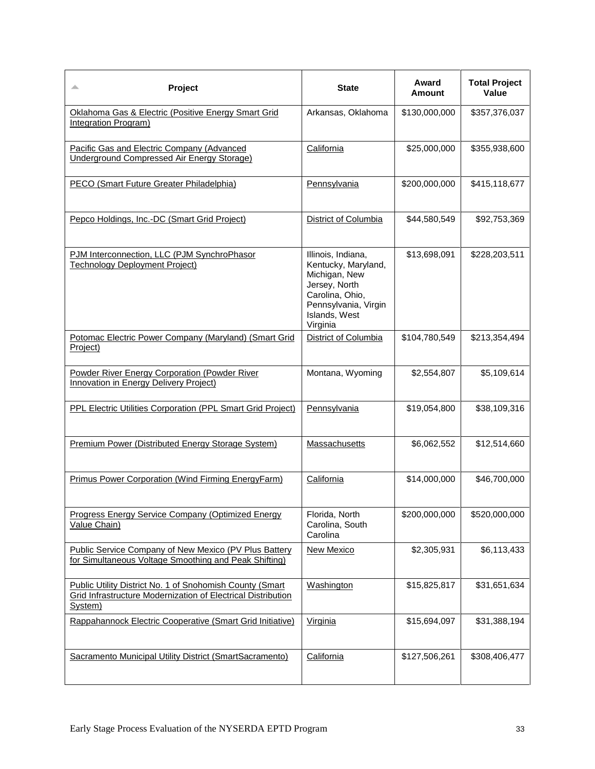| Project | State | Award Amount | Total Project Value |
|---|---|---|---|
| Oklahoma Gas & Electric (Positive Energy Smart Grid Integration Program) | Arkansas, Oklahoma | $130,000,000 | $357,376,037 |
| Pacific Gas and Electric Company (Advanced Underground Compressed Air Energy Storage) | California | $25,000,000 | $355,938,600 |
| PECO (Smart Future Greater Philadelphia) | Pennsylvania | $200,000,000 | $415,118,677 |
| Pepco Holdings, Inc.-DC (Smart Grid Project) | District of Columbia | $44,580,549 | $92,753,369 |
| PJM Interconnection, LLC (PJM SynchroPhasor Technology Deployment Project) | Illinois, Indiana, Kentucky, Maryland, Michigan, New Jersey, North Carolina, Ohio, Pennsylvania, Virgin Islands, West Virginia | $13,698,091 | $228,203,511 |
| Potomac Electric Power Company (Maryland) (Smart Grid Project) | District of Columbia | $104,780,549 | $213,354,494 |
| Powder River Energy Corporation (Powder River Innovation in Energy Delivery Project) | Montana, Wyoming | $2,554,807 | $5,109,614 |
| PPL Electric Utilities Corporation (PPL Smart Grid Project) | Pennsylvania | $19,054,800 | $38,109,316 |
| Premium Power (Distributed Energy Storage System) | Massachusetts | $6,062,552 | $12,514,660 |
| Primus Power Corporation (Wind Firming EnergyFarm) | California | $14,000,000 | $46,700,000 |
| Progress Energy Service Company (Optimized Energy Value Chain) | Florida, North Carolina, South Carolina | $200,000,000 | $520,000,000 |
| Public Service Company of New Mexico (PV Plus Battery for Simultaneous Voltage Smoothing and Peak Shifting) | New Mexico | $2,305,931 | $6,113,433 |
| Public Utility District No. 1 of Snohomish County (Smart Grid Infrastructure Modernization of Electrical Distribution System) | Washington | $15,825,817 | $31,651,634 |
| Rappahannock Electric Cooperative (Smart Grid Initiative) | Virginia | $15,694,097 | $31,388,194 |
| Sacramento Municipal Utility District (SmartSacramento) | California | $127,506,261 | $308,406,477 |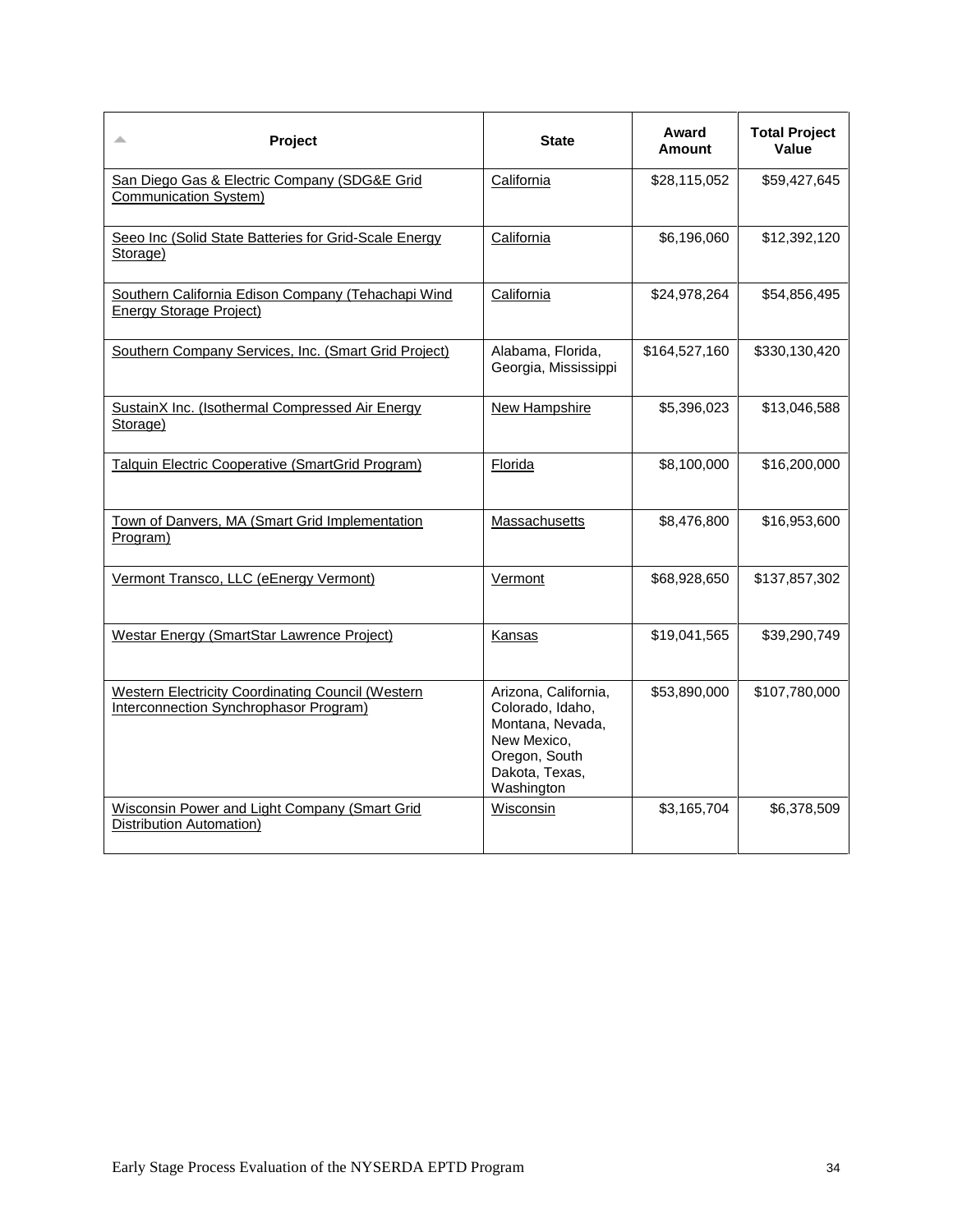| Project | State | Award Amount | Total Project Value |
|---|---|---|---|
| San Diego Gas & Electric Company (SDG&E Grid Communication System) | California | $28,115,052 | $59,427,645 |
| Seeo Inc (Solid State Batteries for Grid-Scale Energy Storage) | California | $6,196,060 | $12,392,120 |
| Southern California Edison Company (Tehachapi Wind Energy Storage Project) | California | $24,978,264 | $54,856,495 |
| Southern Company Services, Inc. (Smart Grid Project) | Alabama, Florida, Georgia, Mississippi | $164,527,160 | $330,130,420 |
| SustainX Inc. (Isothermal Compressed Air Energy Storage) | New Hampshire | $5,396,023 | $13,046,588 |
| Talquin Electric Cooperative (SmartGrid Program) | Florida | $8,100,000 | $16,200,000 |
| Town of Danvers, MA (Smart Grid Implementation Program) | Massachusetts | $8,476,800 | $16,953,600 |
| Vermont Transco, LLC (eEnergy Vermont) | Vermont | $68,928,650 | $137,857,302 |
| Westar Energy (SmartStar Lawrence Project) | Kansas | $19,041,565 | $39,290,749 |
| Western Electricity Coordinating Council (Western Interconnection Synchrophasor Program) | Arizona, California, Colorado, Idaho, Montana, Nevada, New Mexico, Oregon, South Dakota, Texas, Washington | $53,890,000 | $107,780,000 |
| Wisconsin Power and Light Company (Smart Grid Distribution Automation) | Wisconsin | $3,165,704 | $6,378,509 |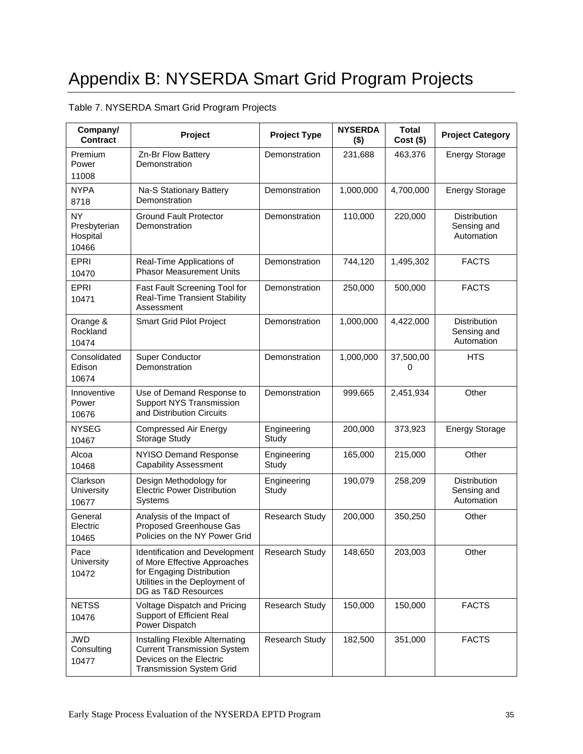# Appendix B: NYSERDA Smart Grid Program Projects

Table 7. NYSERDA Smart Grid Program Projects

| Company/ Contract | Project | Project Type | NYSERDA ($) | Total Cost ($) | Project Category |
|---|---|---|---|---|---|
| Premium Power 11008 | Zn-Br Flow Battery Demonstration | Demonstration | 231,688 | 463,376 | Energy Storage |
| NYPA 8718 | Na-S Stationary Battery Demonstration | Demonstration | 1,000,000 | 4,700,000 | Energy Storage |
| NY Presbyterian Hospital 10466 | Ground Fault Protector Demonstration | Demonstration | 110,000 | 220,000 | Distribution Sensing and Automation |
| EPRI 10470 | Real-Time Applications of Phasor Measurement Units | Demonstration | 744,120 | 1,495,302 | FACTS |
| EPRI 10471 | Fast Fault Screening Tool for Real-Time Transient Stability Assessment | Demonstration | 250,000 | 500,000 | FACTS |
| Orange & Rockland 10474 | Smart Grid Pilot Project | Demonstration | 1,000,000 | 4,422,000 | Distribution Sensing and Automation |
| Consolidated Edison 10674 | Super Conductor Demonstration | Demonstration | 1,000,000 | 37,500,000 | HTS |
| Innoventive Power 10676 | Use of Demand Response to Support NYS Transmission and Distribution Circuits | Demonstration | 999,665 | 2,451,934 | Other |
| NYSEG 10467 | Compressed Air Energy Storage Study | Engineering Study | 200,000 | 373,923 | Energy Storage |
| Alcoa 10468 | NYISO Demand Response Capability Assessment | Engineering Study | 165,000 | 215,000 | Other |
| Clarkson University 10677 | Design Methodology for Electric Power Distribution Systems | Engineering Study | 190,079 | 258,209 | Distribution Sensing and Automation |
| General Electric 10465 | Analysis of the Impact of Proposed Greenhouse Gas Policies on the NY Power Grid | Research Study | 200,000 | 350,250 | Other |
| Pace University 10472 | Identification and Development of More Effective Approaches for Engaging Distribution Utilities in the Deployment of DG as T&D Resources | Research Study | 148,650 | 203,003 | Other |
| NETSS 10476 | Voltage Dispatch and Pricing Support of Efficient Real Power Dispatch | Research Study | 150,000 | 150,000 | FACTS |
| JWD Consulting 10477 | Installing Flexible Alternating Current Transmission System Devices on the Electric Transmission System Grid | Research Study | 182,500 | 351,000 | FACTS |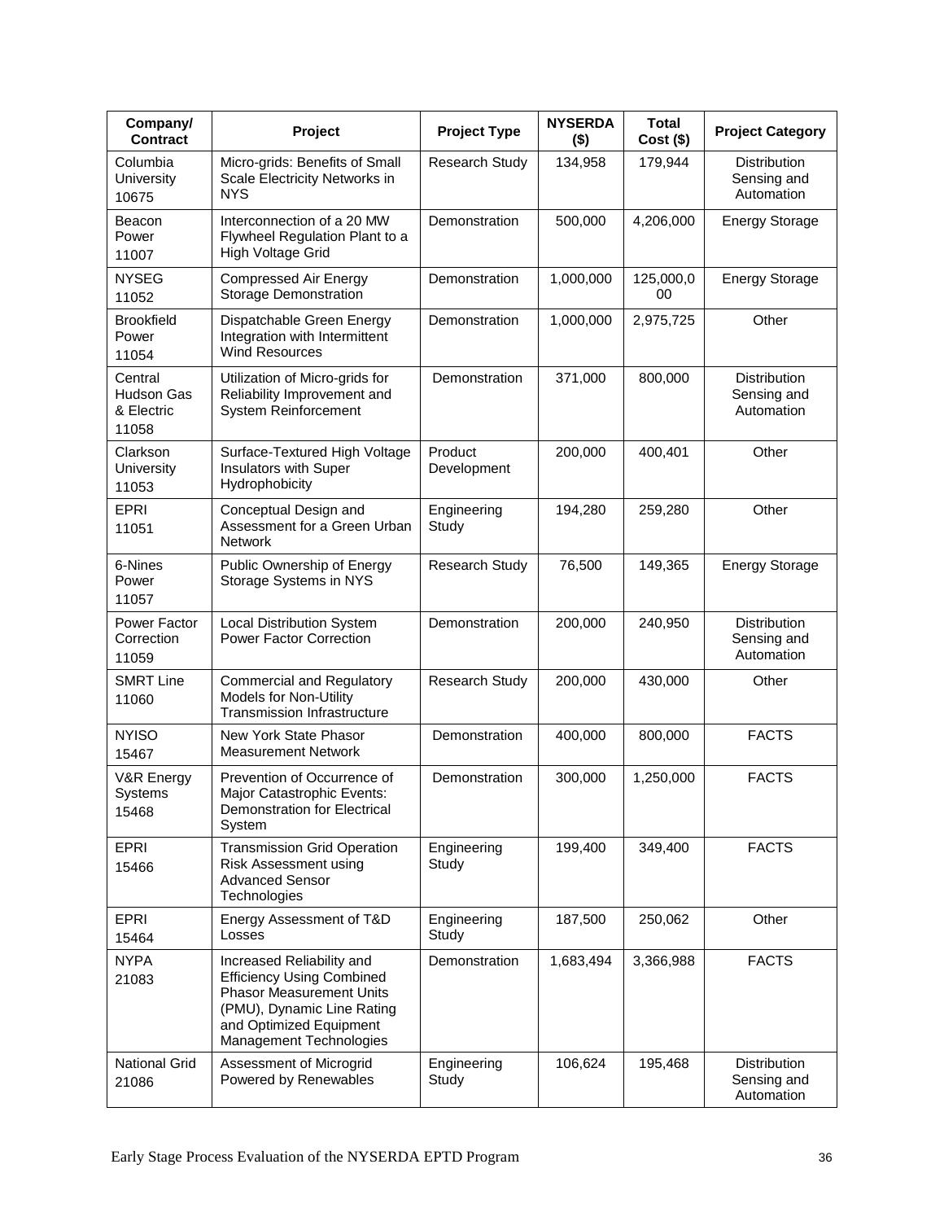| Company/ Contract | Project | Project Type | NYSERDA ($) | Total Cost ($) | Project Category |
|---|---|---|---|---|---|
| Columbia University 10675 | Micro-grids: Benefits of Small Scale Electricity Networks in NYS | Research Study | 134,958 | 179,944 | Distribution Sensing and Automation |
| Beacon Power 11007 | Interconnection of a 20 MW Flywheel Regulation Plant to a High Voltage Grid | Demonstration | 500,000 | 4,206,000 | Energy Storage |
| NYSEG 11052 | Compressed Air Energy Storage Demonstration | Demonstration | 1,000,000 | 125,000,000 | Energy Storage |
| Brookfield Power 11054 | Dispatchable Green Energy Integration with Intermittent Wind Resources | Demonstration | 1,000,000 | 2,975,725 | Other |
| Central Hudson Gas & Electric 11058 | Utilization of Micro-grids for Reliability Improvement and System Reinforcement | Demonstration | 371,000 | 800,000 | Distribution Sensing and Automation |
| Clarkson University 11053 | Surface-Textured High Voltage Insulators with Super Hydrophobicity | Product Development | 200,000 | 400,401 | Other |
| EPRI 11051 | Conceptual Design and Assessment for a Green Urban Network | Engineering Study | 194,280 | 259,280 | Other |
| 6-Nines Power 11057 | Public Ownership of Energy Storage Systems in NYS | Research Study | 76,500 | 149,365 | Energy Storage |
| Power Factor Correction 11059 | Local Distribution System Power Factor Correction | Demonstration | 200,000 | 240,950 | Distribution Sensing and Automation |
| SMRT Line 11060 | Commercial and Regulatory Models for Non-Utility Transmission Infrastructure | Research Study | 200,000 | 430,000 | Other |
| NYISO 15467 | New York State Phasor Measurement Network | Demonstration | 400,000 | 800,000 | FACTS |
| V&R Energy Systems 15468 | Prevention of Occurrence of Major Catastrophic Events: Demonstration for Electrical System | Demonstration | 300,000 | 1,250,000 | FACTS |
| EPRI 15466 | Transmission Grid Operation Risk Assessment using Advanced Sensor Technologies | Engineering Study | 199,400 | 349,400 | FACTS |
| EPRI 15464 | Energy Assessment of T&D Losses | Engineering Study | 187,500 | 250,062 | Other |
| NYPA 21083 | Increased Reliability and Efficiency Using Combined Phasor Measurement Units (PMU), Dynamic Line Rating and Optimized Equipment Management Technologies | Demonstration | 1,683,494 | 3,366,988 | FACTS |
| National Grid 21086 | Assessment of Microgrid Powered by Renewables | Engineering Study | 106,624 | 195,468 | Distribution Sensing and Automation |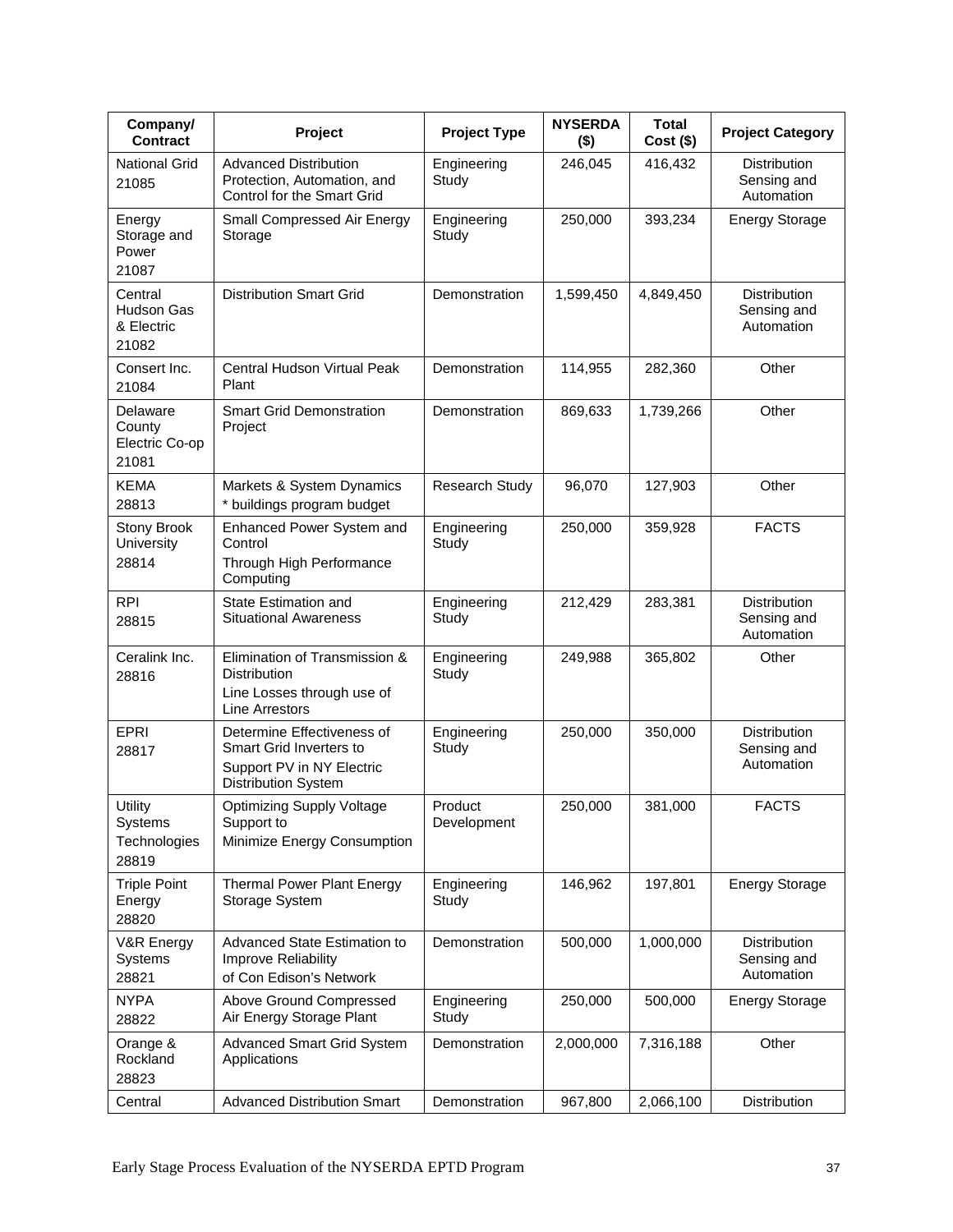| Company/ Contract | Project | Project Type | NYSERDA ($) | Total Cost ($) | Project Category |
|---|---|---|---|---|---|
| National Grid 21085 | Advanced Distribution Protection, Automation, and Control for the Smart Grid | Engineering Study | 246,045 | 416,432 | Distribution Sensing and Automation |
| Energy Storage and Power 21087 | Small Compressed Air Energy Storage | Engineering Study | 250,000 | 393,234 | Energy Storage |
| Central Hudson Gas & Electric 21082 | Distribution Smart Grid | Demonstration | 1,599,450 | 4,849,450 | Distribution Sensing and Automation |
| Consert Inc. 21084 | Central Hudson Virtual Peak Plant | Demonstration | 114,955 | 282,360 | Other |
| Delaware County Electric Co-op 21081 | Smart Grid Demonstration Project | Demonstration | 869,633 | 1,739,266 | Other |
| KEMA 28813 | Markets & System Dynamics * buildings program budget | Research Study | 96,070 | 127,903 | Other |
| Stony Brook University 28814 | Enhanced Power System and Control Through High Performance Computing | Engineering Study | 250,000 | 359,928 | FACTS |
| RPI 28815 | State Estimation and Situational Awareness | Engineering Study | 212,429 | 283,381 | Distribution Sensing and Automation |
| Ceralink Inc. 28816 | Elimination of Transmission & Distribution Line Losses through use of Line Arrestors | Engineering Study | 249,988 | 365,802 | Other |
| EPRI 28817 | Determine Effectiveness of Smart Grid Inverters to Support PV in NY Electric Distribution System | Engineering Study | 250,000 | 350,000 | Distribution Sensing and Automation |
| Utility Systems Technologies 28819 | Optimizing Supply Voltage Support to Minimize Energy Consumption | Product Development | 250,000 | 381,000 | FACTS |
| Triple Point Energy 28820 | Thermal Power Plant Energy Storage System | Engineering Study | 146,962 | 197,801 | Energy Storage |
| V&R Energy Systems 28821 | Advanced State Estimation to Improve Reliability of Con Edison's Network | Demonstration | 500,000 | 1,000,000 | Distribution Sensing and Automation |
| NYPA 28822 | Above Ground Compressed Air Energy Storage Plant | Engineering Study | 250,000 | 500,000 | Energy Storage |
| Orange & Rockland 28823 | Advanced Smart Grid System Applications | Demonstration | 2,000,000 | 7,316,188 | Other |
| Central | Advanced Distribution Smart | Demonstration | 967,800 | 2,066,100 | Distribution |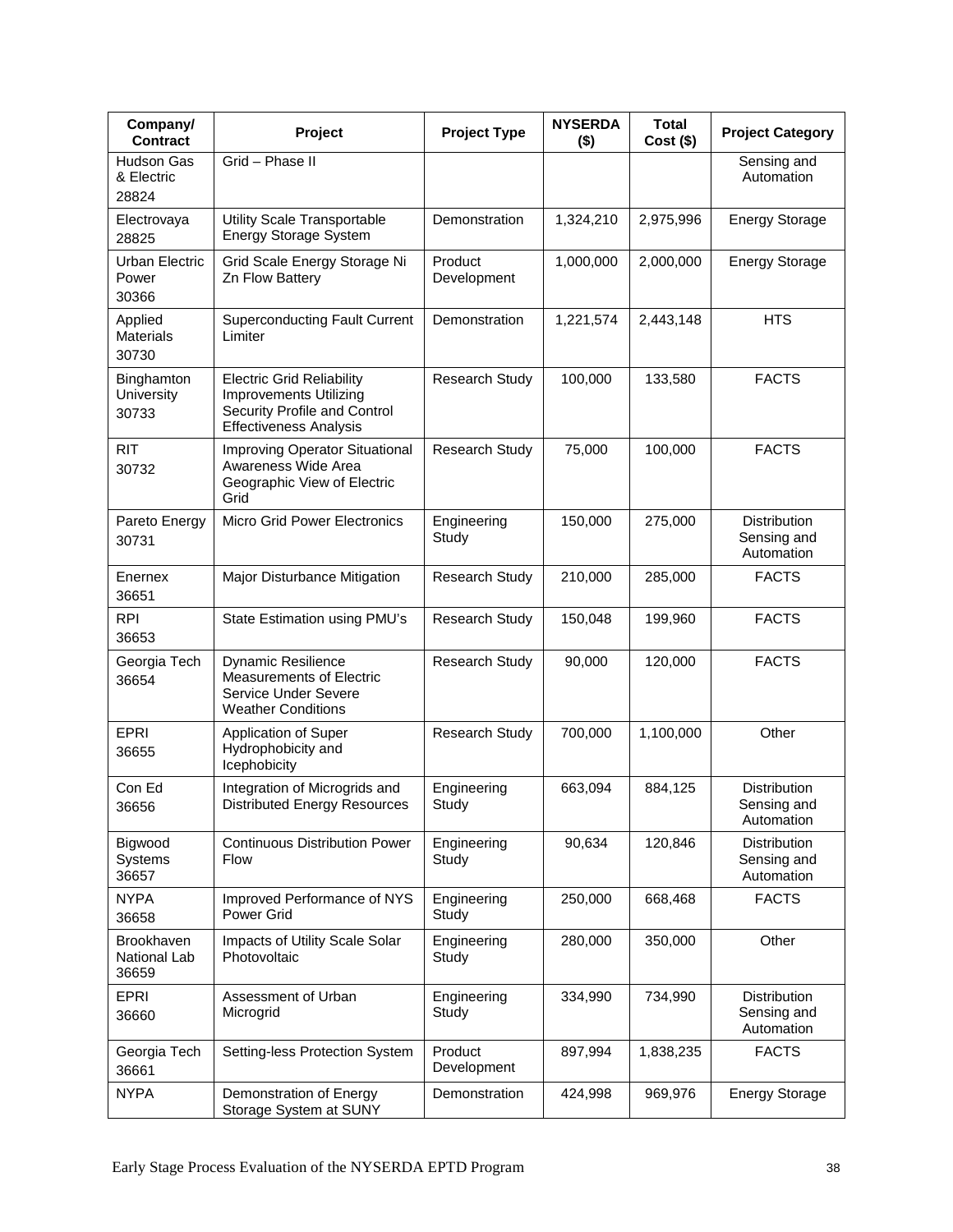| Company/ Contract | Project | Project Type | NYSERDA ($) | Total Cost ($) | Project Category |
|---|---|---|---|---|---|
| Hudson Gas & Electric 28824 | Grid – Phase II | | | | Sensing and Automation |
| Electrovaya 28825 | Utility Scale Transportable Energy Storage System | Demonstration | 1,324,210 | 2,975,996 | Energy Storage |
| Urban Electric Power 30366 | Grid Scale Energy Storage Ni Zn Flow Battery | Product Development | 1,000,000 | 2,000,000 | Energy Storage |
| Applied Materials 30730 | Superconducting Fault Current Limiter | Demonstration | 1,221,574 | 2,443,148 | HTS |
| Binghamton University 30733 | Electric Grid Reliability Improvements Utilizing Security Profile and Control Effectiveness Analysis | Research Study | 100,000 | 133,580 | FACTS |
| RIT 30732 | Improving Operator Situational Awareness Wide Area Geographic View of Electric Grid | Research Study | 75,000 | 100,000 | FACTS |
| Pareto Energy 30731 | Micro Grid Power Electronics | Engineering Study | 150,000 | 275,000 | Distribution Sensing and Automation |
| Enernex 36651 | Major Disturbance Mitigation | Research Study | 210,000 | 285,000 | FACTS |
| RPI 36653 | State Estimation using PMU's | Research Study | 150,048 | 199,960 | FACTS |
| Georgia Tech 36654 | Dynamic Resilience Measurements of Electric Service Under Severe Weather Conditions | Research Study | 90,000 | 120,000 | FACTS |
| EPRI 36655 | Application of Super Hydrophobicity and Icephobicity | Research Study | 700,000 | 1,100,000 | Other |
| Con Ed 36656 | Integration of Microgrids and Distributed Energy Resources | Engineering Study | 663,094 | 884,125 | Distribution Sensing and Automation |
| Bigwood Systems 36657 | Continuous Distribution Power Flow | Engineering Study | 90,634 | 120,846 | Distribution Sensing and Automation |
| NYPA 36658 | Improved Performance of NYS Power Grid | Engineering Study | 250,000 | 668,468 | FACTS |
| Brookhaven National Lab 36659 | Impacts of Utility Scale Solar Photovoltaic | Engineering Study | 280,000 | 350,000 | Other |
| EPRI 36660 | Assessment of Urban Microgrid | Engineering Study | 334,990 | 734,990 | Distribution Sensing and Automation |
| Georgia Tech 36661 | Setting-less Protection System | Product Development | 897,994 | 1,838,235 | FACTS |
| NYPA | Demonstration of Energy Storage System at SUNY | Demonstration | 424,998 | 969,976 | Energy Storage |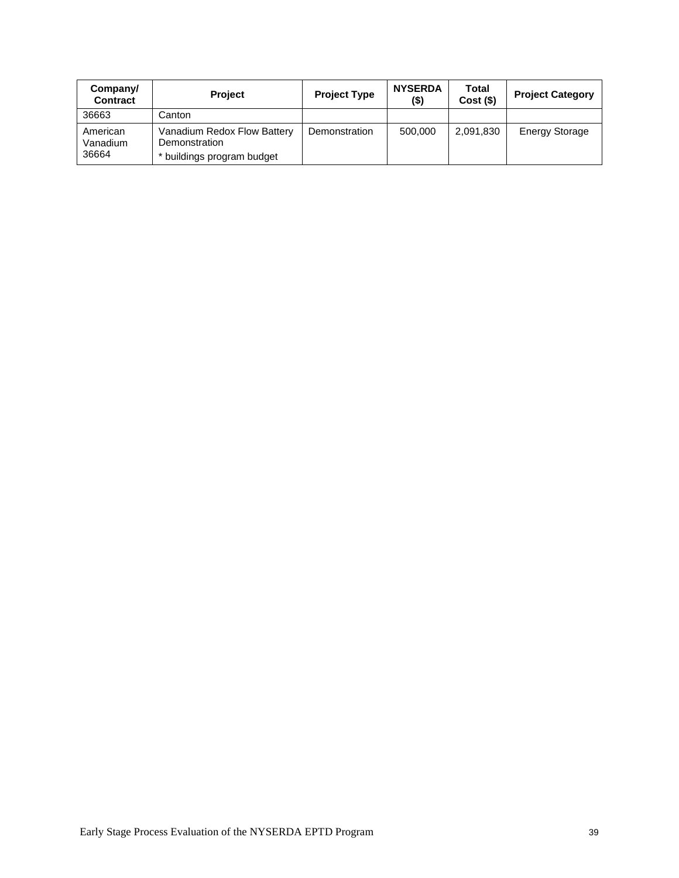| Company/ Contract | Project | Project Type | NYSERDA ($) | Total Cost ($) | Project Category |
|---|---|---|---|---|---|
| 36663 | Canton | | | | |
| American Vanadium 36664 | Vanadium Redox Flow Battery Demonstration<br>* buildings program budget | Demonstration | 500,000 | 2,091,830 | Energy Storage |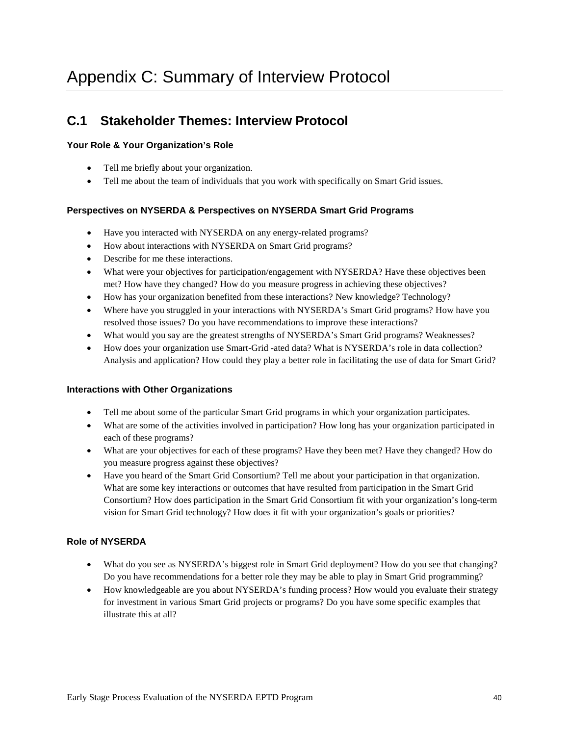# Appendix C: Summary of Interview Protocol

## C.1 Stakeholder Themes: Interview Protocol

#### Your Role & Your Organization's Role

- Tell me briefly about your organization.
- Tell me about the team of individuals that you work with specifically on Smart Grid issues.

#### Perspectives on NYSERDA & Perspectives on NYSERDA Smart Grid Programs

- Have you interacted with NYSERDA on any energy-related programs?
- How about interactions with NYSERDA on Smart Grid programs?
- Describe for me these interactions.
- What were your objectives for participation/engagement with NYSERDA? Have these objectives been met? How have they changed? How do you measure progress in achieving these objectives?
- How has your organization benefited from these interactions? New knowledge? Technology?
- Where have you struggled in your interactions with NYSERDA's Smart Grid programs? How have you resolved those issues? Do you have recommendations to improve these interactions?
- What would you say are the greatest strengths of NYSERDA's Smart Grid programs? Weaknesses?
- How does your organization use Smart-Grid -ated data? What is NYSERDA's role in data collection? Analysis and application? How could they play a better role in facilitating the use of data for Smart Grid?

#### Interactions with Other Organizations

- Tell me about some of the particular Smart Grid programs in which your organization participates.
- What are some of the activities involved in participation? How long has your organization participated in each of these programs?
- What are your objectives for each of these programs? Have they been met? Have they changed? How do you measure progress against these objectives?
- Have you heard of the Smart Grid Consortium? Tell me about your participation in that organization. What are some key interactions or outcomes that have resulted from participation in the Smart Grid Consortium? How does participation in the Smart Grid Consortium fit with your organization's long-term vision for Smart Grid technology? How does it fit with your organization's goals or priorities?

#### Role of NYSERDA

- What do you see as NYSERDA's biggest role in Smart Grid deployment? How do you see that changing? Do you have recommendations for a better role they may be able to play in Smart Grid programming?
- How knowledgeable are you about NYSERDA's funding process? How would you evaluate their strategy for investment in various Smart Grid projects or programs? Do you have some specific examples that illustrate this at all?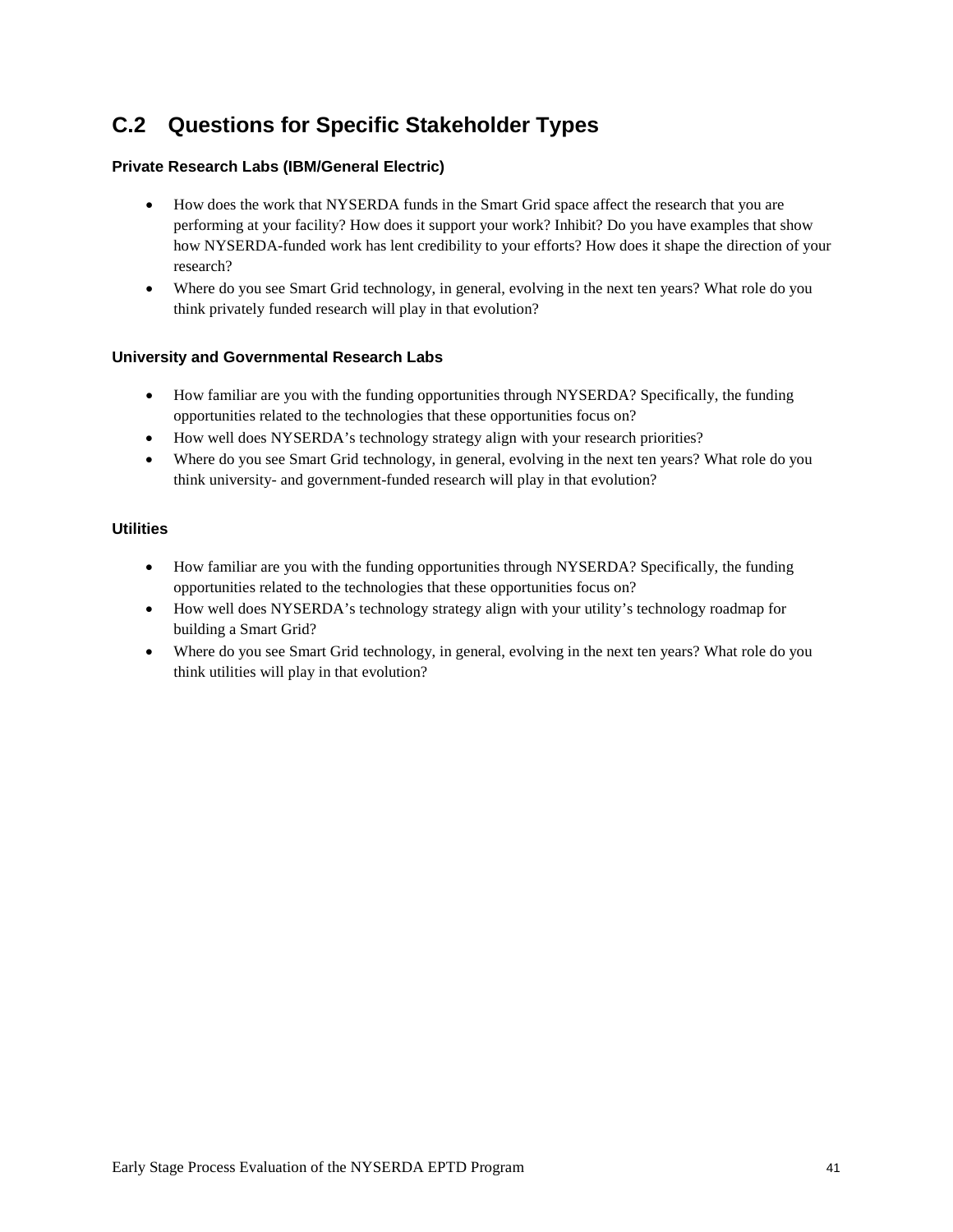## C.2 Questions for Specific Stakeholder Types

### Private Research Labs (IBM/General Electric)

- How does the work that NYSERDA funds in the Smart Grid space affect the research that you are performing at your facility? How does it support your work? Inhibit? Do you have examples that show how NYSERDA-funded work has lent credibility to your efforts? How does it shape the direction of your research?
- Where do you see Smart Grid technology, in general, evolving in the next ten years? What role do you think privately funded research will play in that evolution?

### University and Governmental Research Labs

- How familiar are you with the funding opportunities through NYSERDA? Specifically, the funding opportunities related to the technologies that these opportunities focus on?
- How well does NYSERDA's technology strategy align with your research priorities?
- Where do you see Smart Grid technology, in general, evolving in the next ten years? What role do you think university- and government-funded research will play in that evolution?

### Utilities

- How familiar are you with the funding opportunities through NYSERDA? Specifically, the funding opportunities related to the technologies that these opportunities focus on?
- How well does NYSERDA's technology strategy align with your utility's technology roadmap for building a Smart Grid?
- Where do you see Smart Grid technology, in general, evolving in the next ten years? What role do you think utilities will play in that evolution?